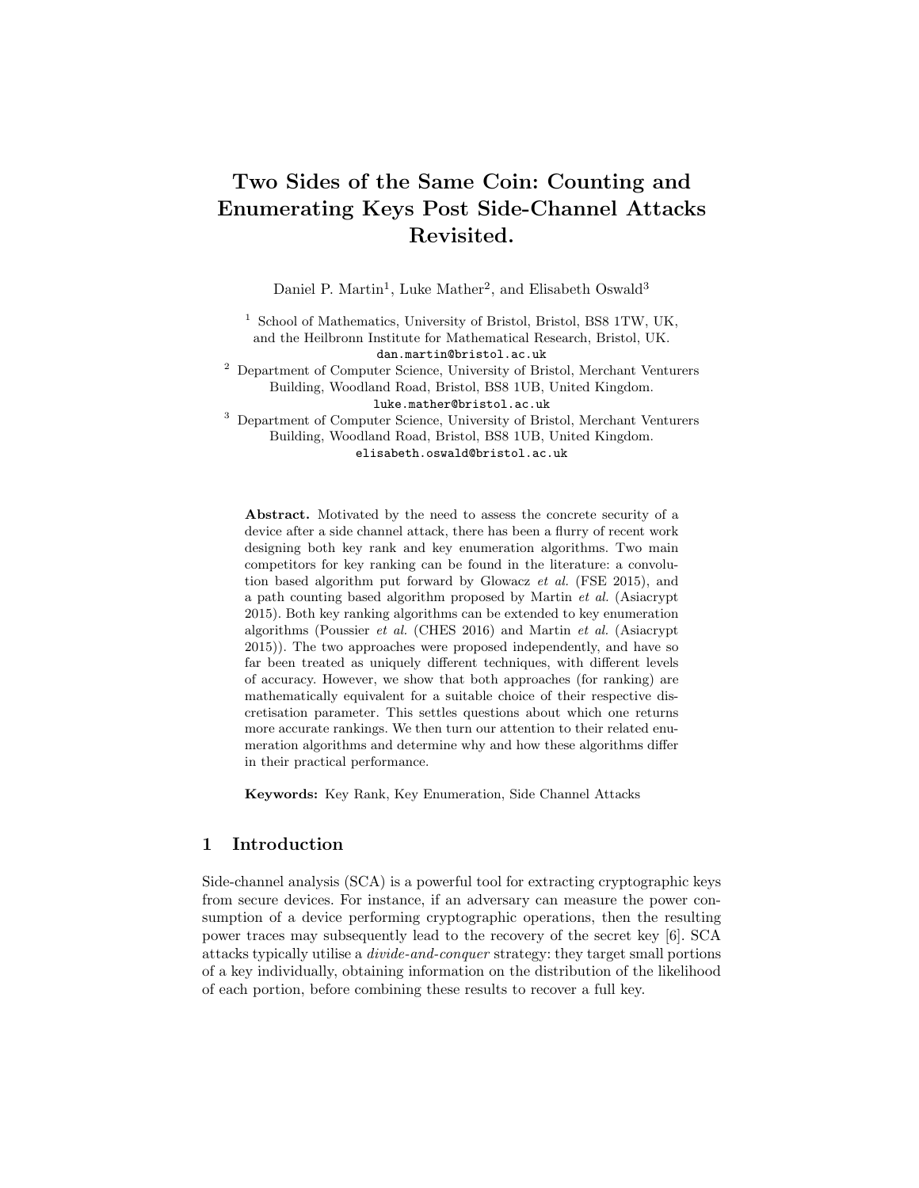# Two Sides of the Same Coin: Counting and Enumerating Keys Post Side-Channel Attacks Revisited.

Daniel P. Martin[1], Luke Mather[2], and Elisabeth Oswald[3]

[1] School of Mathematics, University of Bristol, Bristol, BS8 1TW, UK, and the Heilbronn Institute for Mathematical Research, Bristol, UK. dan.martin@bristol.ac.uk

[2] Department of Computer Science, University of Bristol, Merchant Venturers Building, Woodland Road, Bristol, BS8 1UB, United Kingdom. luke.mather@bristol.ac.uk

[3] Department of Computer Science, University of Bristol, Merchant Venturers Building, Woodland Road, Bristol, BS8 1UB, United Kingdom. elisabeth.oswald@bristol.ac.uk

**Abstract.** Motivated by the need to assess the concrete security of a device after a side channel attack, there has been a flurry of recent work designing both key rank and key enumeration algorithms. Two main competitors for key ranking can be found in the literature: a convolution based algorithm put forward by Glowacz *et al.* (FSE 2015), and a path counting based algorithm proposed by Martin *et al.* (Asiacrypt 2015). Both key ranking algorithms can be extended to key enumeration algorithms (Poussier *et al.* (CHES 2016) and Martin *et al.* (Asiacrypt 2015)). The two approaches were proposed independently, and have so far been treated as uniquely different techniques, with different levels of accuracy. However, we show that both approaches (for ranking) are mathematically equivalent for a suitable choice of their respective discretisation parameter. This settles questions about which one returns more accurate rankings. We then turn our attention to their related enumeration algorithms and determine why and how these algorithms differ in their practical performance.

**Keywords:** Key Rank, Key Enumeration, Side Channel Attacks

## 1 Introduction

Side-channel analysis (SCA) is a powerful tool for extracting cryptographic keys from secure devices. For instance, if an adversary can measure the power consumption of a device performing cryptographic operations, then the resulting power traces may subsequently lead to the recovery of the secret key [6]. SCA attacks typically utilise a *divide-and-conquer* strategy: they target small portions of a key individually, obtaining information on the distribution of the likelihood of each portion, before combining these results to recover a full key.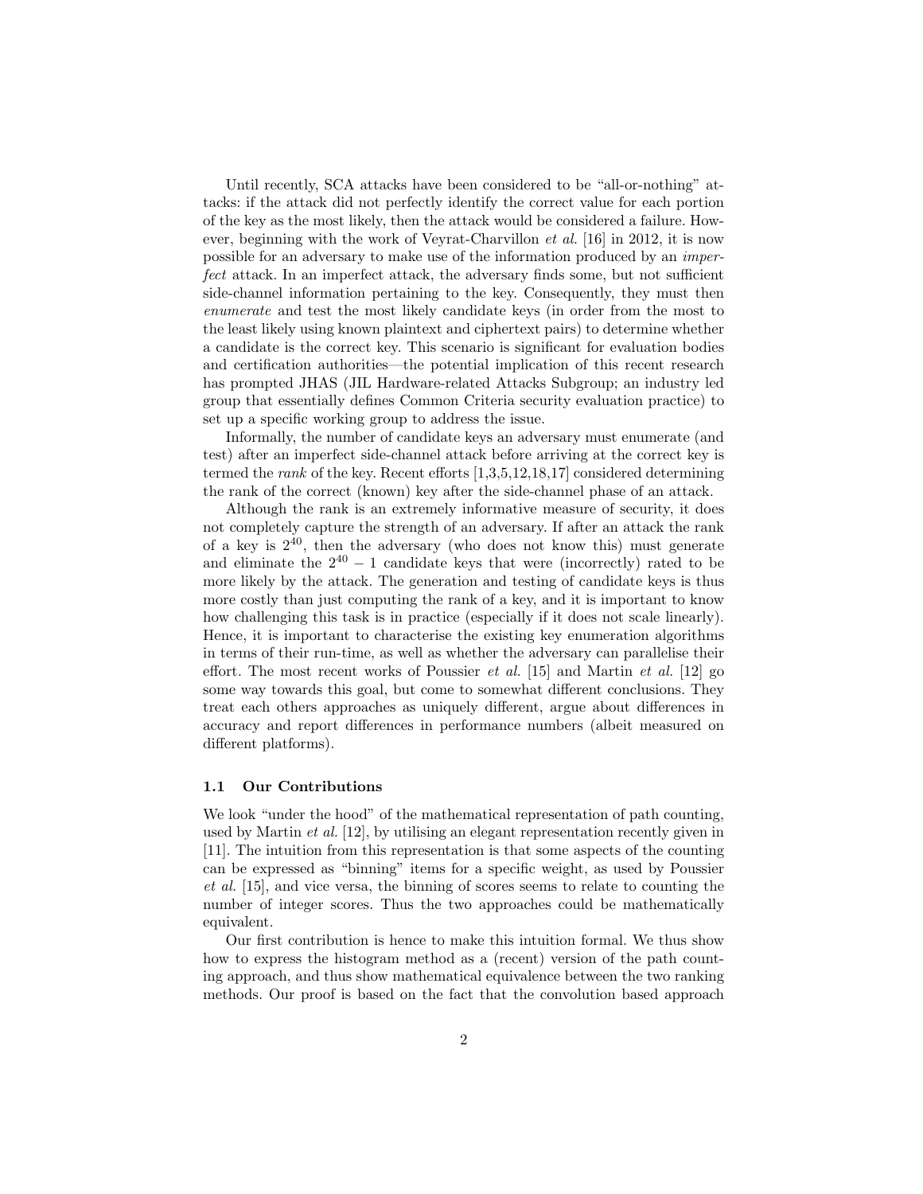Until recently, SCA attacks have been considered to be "all-or-nothing" attacks: if the attack did not perfectly identify the correct value for each portion of the key as the most likely, then the attack would be considered a failure. However, beginning with the work of Veyrat-Charvillon *et al.* [16] in 2012, it is now possible for an adversary to make use of the information produced by an *imperfect* attack. In an imperfect attack, the adversary finds some, but not sufficient side-channel information pertaining to the key. Consequently, they must then *enumerate* and test the most likely candidate keys (in order from the most to the least likely using known plaintext and ciphertext pairs) to determine whether a candidate is the correct key. This scenario is significant for evaluation bodies and certification authorities—the potential implication of this recent research has prompted JHAS (JIL Hardware-related Attacks Subgroup; an industry led group that essentially defines Common Criteria security evaluation practice) to set up a specific working group to address the issue.

Informally, the number of candidate keys an adversary must enumerate (and test) after an imperfect side-channel attack before arriving at the correct key is termed the *rank* of the key. Recent efforts [1,3,5,12,18,17] considered determining the rank of the correct (known) key after the side-channel phase of an attack.

Although the rank is an extremely informative measure of security, it does not completely capture the strength of an adversary. If after an attack the rank of a key is $2^{40}$, then the adversary (who does not know this) must generate and eliminate the $2^{40} - 1$ candidate keys that were (incorrectly) rated to be more likely by the attack. The generation and testing of candidate keys is thus more costly than just computing the rank of a key, and it is important to know how challenging this task is in practice (especially if it does not scale linearly). Hence, it is important to characterise the existing key enumeration algorithms in terms of their run-time, as well as whether the adversary can parallelise their effort. The most recent works of Poussier *et al.* [15] and Martin *et al.* [12] go some way towards this goal, but come to somewhat different conclusions. They treat each others approaches as uniquely different, argue about differences in accuracy and report differences in performance numbers (albeit measured on different platforms).

### 1.1 Our Contributions

We look "under the hood" of the mathematical representation of path counting, used by Martin *et al.* [12], by utilising an elegant representation recently given in [11]. The intuition from this representation is that some aspects of the counting can be expressed as "binning" items for a specific weight, as used by Poussier *et al.* [15], and vice versa, the binning of scores seems to relate to counting the number of integer scores. Thus the two approaches could be mathematically equivalent.

Our first contribution is hence to make this intuition formal. We thus show how to express the histogram method as a (recent) version of the path counting approach, and thus show mathematical equivalence between the two ranking methods. Our proof is based on the fact that the convolution based approach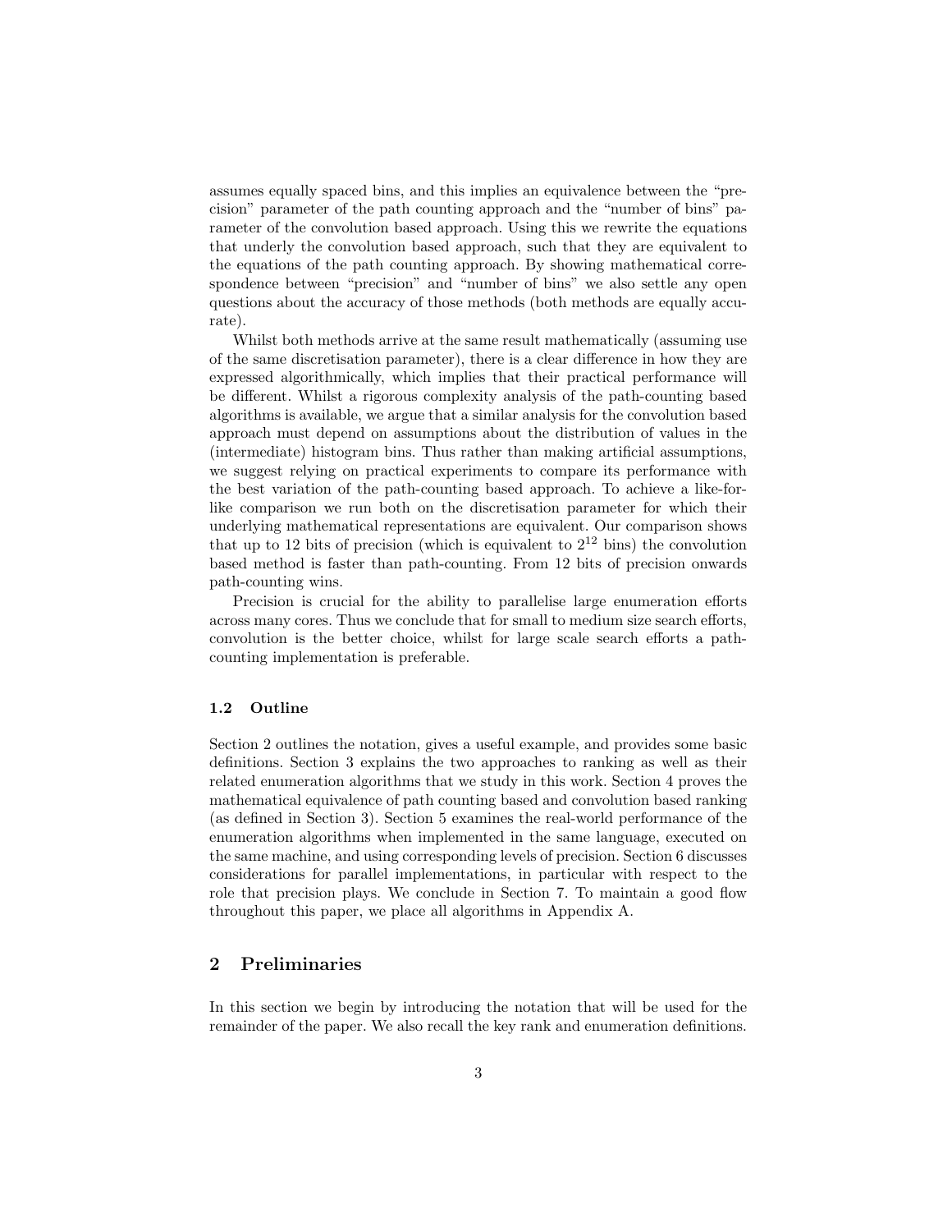assumes equally spaced bins, and this implies an equivalence between the "precision" parameter of the path counting approach and the "number of bins" parameter of the convolution based approach. Using this we rewrite the equations that underly the convolution based approach, such that they are equivalent to the equations of the path counting approach. By showing mathematical correspondence between "precision" and "number of bins" we also settle any open questions about the accuracy of those methods (both methods are equally accurate).

Whilst both methods arrive at the same result mathematically (assuming use of the same discretisation parameter), there is a clear difference in how they are expressed algorithmically, which implies that their practical performance will be different. Whilst a rigorous complexity analysis of the path-counting based algorithms is available, we argue that a similar analysis for the convolution based approach must depend on assumptions about the distribution of values in the (intermediate) histogram bins. Thus rather than making artificial assumptions, we suggest relying on practical experiments to compare its performance with the best variation of the path-counting based approach. To achieve a like-for-like comparison we run both on the discretisation parameter for which their underlying mathematical representations are equivalent. Our comparison shows that up to 12 bits of precision (which is equivalent to $2^{12}$ bins) the convolution based method is faster than path-counting. From 12 bits of precision onwards path-counting wins.

Precision is crucial for the ability to parallelise large enumeration efforts across many cores. Thus we conclude that for small to medium size search efforts, convolution is the better choice, whilst for large scale search efforts a path-counting implementation is preferable.

### 1.2 Outline

Section 2 outlines the notation, gives a useful example, and provides some basic definitions. Section 3 explains the two approaches to ranking as well as their related enumeration algorithms that we study in this work. Section 4 proves the mathematical equivalence of path counting based and convolution based ranking (as defined in Section 3). Section 5 examines the real-world performance of the enumeration algorithms when implemented in the same language, executed on the same machine, and using corresponding levels of precision. Section 6 discusses considerations for parallel implementations, in particular with respect to the role that precision plays. We conclude in Section 7. To maintain a good flow throughout this paper, we place all algorithms in Appendix A.

## 2 Preliminaries

In this section we begin by introducing the notation that will be used for the remainder of the paper. We also recall the key rank and enumeration definitions.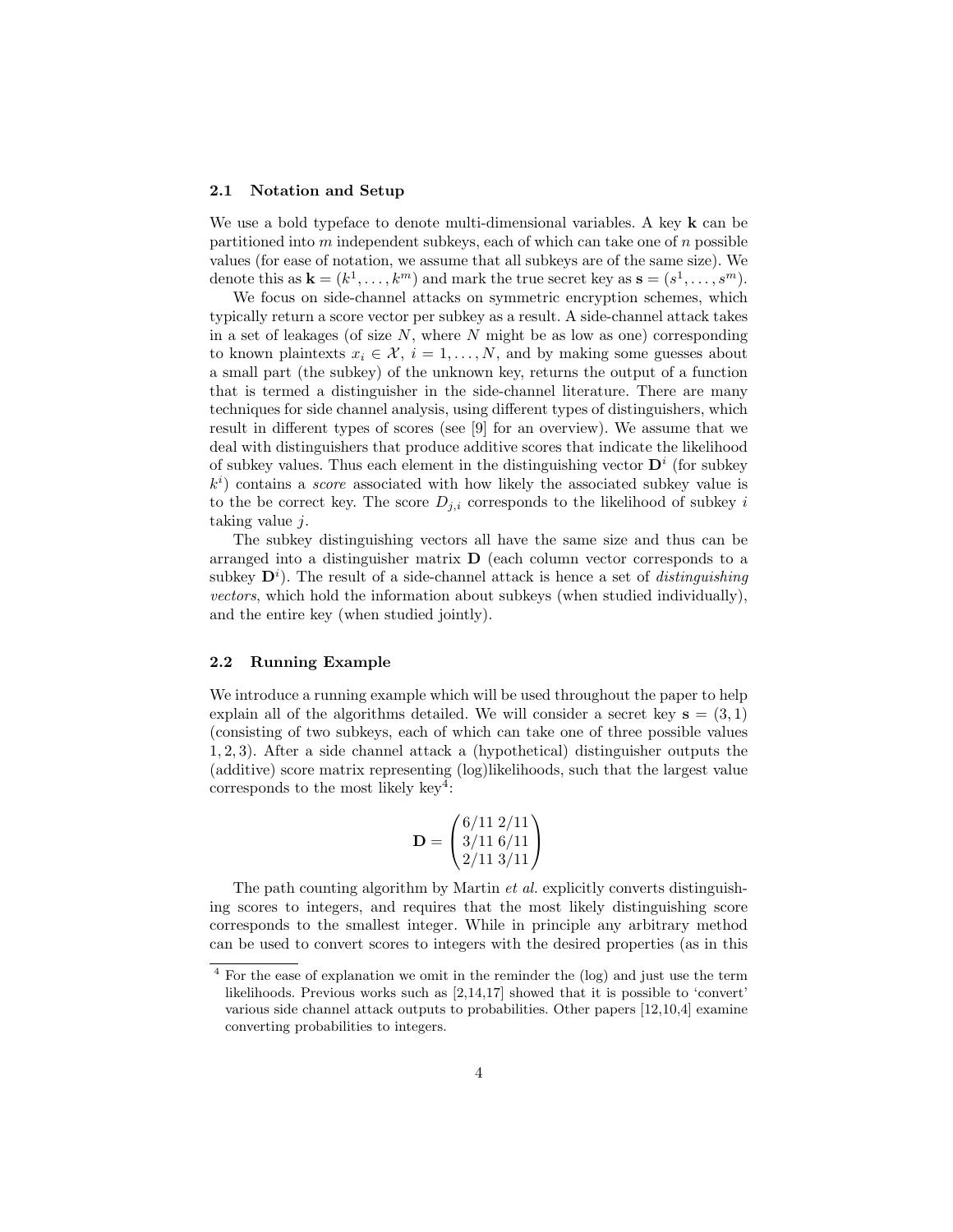### 2.1 Notation and Setup

We use a bold typeface to denote multi-dimensional variables. A key $\mathbf{k}$ can be partitioned into $m$ independent subkeys, each of which can take one of $n$ possible values (for ease of notation, we assume that all subkeys are of the same size). We denote this as $\mathbf{k} = (k^1, \ldots, k^m)$ and mark the true secret key as $\mathbf{s} = (s^1, \ldots, s^m)$.

We focus on side-channel attacks on symmetric encryption schemes, which typically return a score vector per subkey as a result. A side-channel attack takes in a set of leakages (of size $N$, where $N$ might be as low as one) corresponding to known plaintexts $x_i \in \mathcal{X}$, $i = 1, \ldots, N$, and by making some guesses about a small part (the subkey) of the unknown key, returns the output of a function that is termed a distinguisher in the side-channel literature. There are many techniques for side channel analysis, using different types of distinguishers, which result in different types of scores (see [9] for an overview). We assume that we deal with distinguishers that produce additive scores that indicate the likelihood of subkey values. Thus each element in the distinguishing vector $\mathbf{D}^i$ (for subkey $k^i$) contains a *score* associated with how likely the associated subkey value is to the be correct key. The score $D_{j,i}$ corresponds to the likelihood of subkey $i$ taking value $j$.

The subkey distinguishing vectors all have the same size and thus can be arranged into a distinguisher matrix $\mathbf{D}$ (each column vector corresponds to a subkey $\mathbf{D}^i$). The result of a side-channel attack is hence a set of *distinguishing vectors*, which hold the information about subkeys (when studied individually), and the entire key (when studied jointly).

### 2.2 Running Example

We introduce a running example which will be used throughout the paper to help explain all of the algorithms detailed. We will consider a secret key $\mathbf{s} = (3, 1)$ (consisting of two subkeys, each of which can take one of three possible values $1, 2, 3$). After a side channel attack a (hypothetical) distinguisher outputs the (additive) score matrix representing (log)likelihoods, such that the largest value corresponds to the most likely key[4]:

$$\mathbf{D} = \begin{pmatrix} 6/11 & 2/11 \\ 3/11 & 6/11 \\ 2/11 & 3/11 \end{pmatrix}$$

The path counting algorithm by Martin *et al.* explicitly converts distinguishing scores to integers, and requires that the most likely distinguishing score corresponds to the smallest integer. While in principle any arbitrary method can be used to convert scores to integers with the desired properties (as in this

[4] For the ease of explanation we omit in the reminder the (log) and just use the term likelihoods. Previous works such as [2,14,17] showed that it is possible to 'convert' various side channel attack outputs to probabilities. Other papers [12,10,4] examine converting probabilities to integers.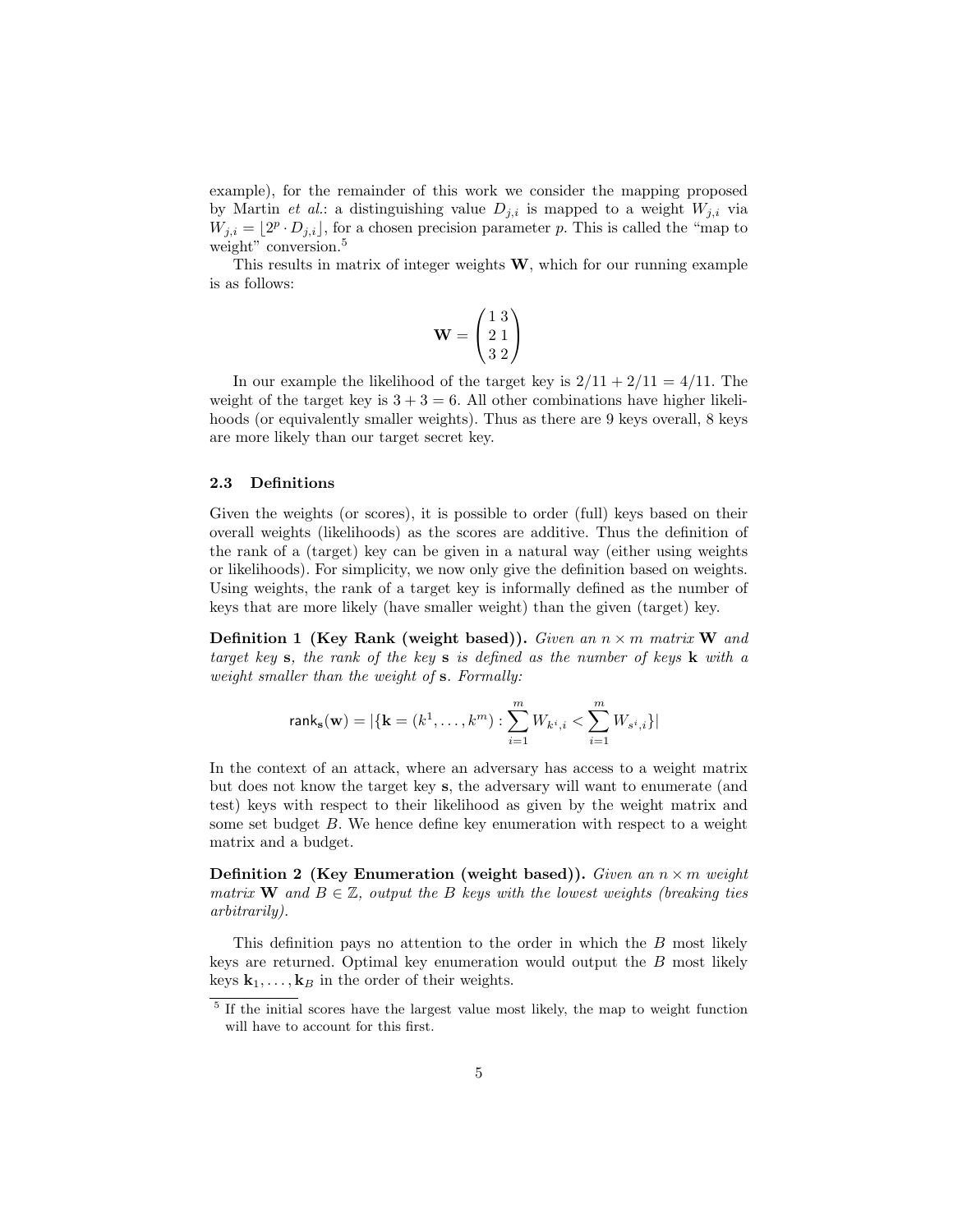example), for the remainder of this work we consider the mapping proposed by Martin *et al.*: a distinguishing value $D_{j,i}$ is mapped to a weight $W_{j,i}$ via $W_{j,i} = \lfloor 2^p \cdot D_{j,i} \rfloor$, for a chosen precision parameter $p$. This is called the "map to weight" conversion.[5]

This results in matrix of integer weights $\mathbf{W}$, which for our running example is as follows:

$$\mathbf{W} = \begin{pmatrix} 1 & 3 \\ 2 & 1 \\ 3 & 2 \end{pmatrix}$$

In our example the likelihood of the target key is $2/11 + 2/11 = 4/11$. The weight of the target key is $3 + 3 = 6$. All other combinations have higher likelihoods (or equivalently smaller weights). Thus as there are 9 keys overall, 8 keys are more likely than our target secret key.

### 2.3 Definitions

Given the weights (or scores), it is possible to order (full) keys based on their overall weights (likelihoods) as the scores are additive. Thus the definition of the rank of a (target) key can be given in a natural way (either using weights or likelihoods). For simplicity, we now only give the definition based on weights. Using weights, the rank of a target key is informally defined as the number of keys that are more likely (have smaller weight) than the given (target) key.

**Definition 1 (Key Rank (weight based)).** *Given an $n \times m$ matrix $\mathbf{W}$ and target key $\mathbf{s}$, the rank of the key $\mathbf{s}$ is defined as the number of keys $\mathbf{k}$ with a weight smaller than the weight of $\mathbf{s}$. Formally:*

$$\mathsf{rank}_{\mathbf{s}}(\mathbf{w}) = |\{\mathbf{k} = (k^1, \ldots, k^m) : \sum_{i=1}^{m} W_{k^i,i} < \sum_{i=1}^{m} W_{s^i,i}\}|$$

In the context of an attack, where an adversary has access to a weight matrix but does not know the target key $\mathbf{s}$, the adversary will want to enumerate (and test) keys with respect to their likelihood as given by the weight matrix and some set budget $B$. We hence define key enumeration with respect to a weight matrix and a budget.

**Definition 2 (Key Enumeration (weight based)).** *Given an $n \times m$ weight matrix $\mathbf{W}$ and $B \in \mathbb{Z}$, output the $B$ keys with the lowest weights (breaking ties arbitrarily).*

This definition pays no attention to the order in which the $B$ most likely keys are returned. Optimal key enumeration would output the $B$ most likely keys $\mathbf{k}_1, \ldots, \mathbf{k}_B$ in the order of their weights.

[5] If the initial scores have the largest value most likely, the map to weight function will have to account for this first.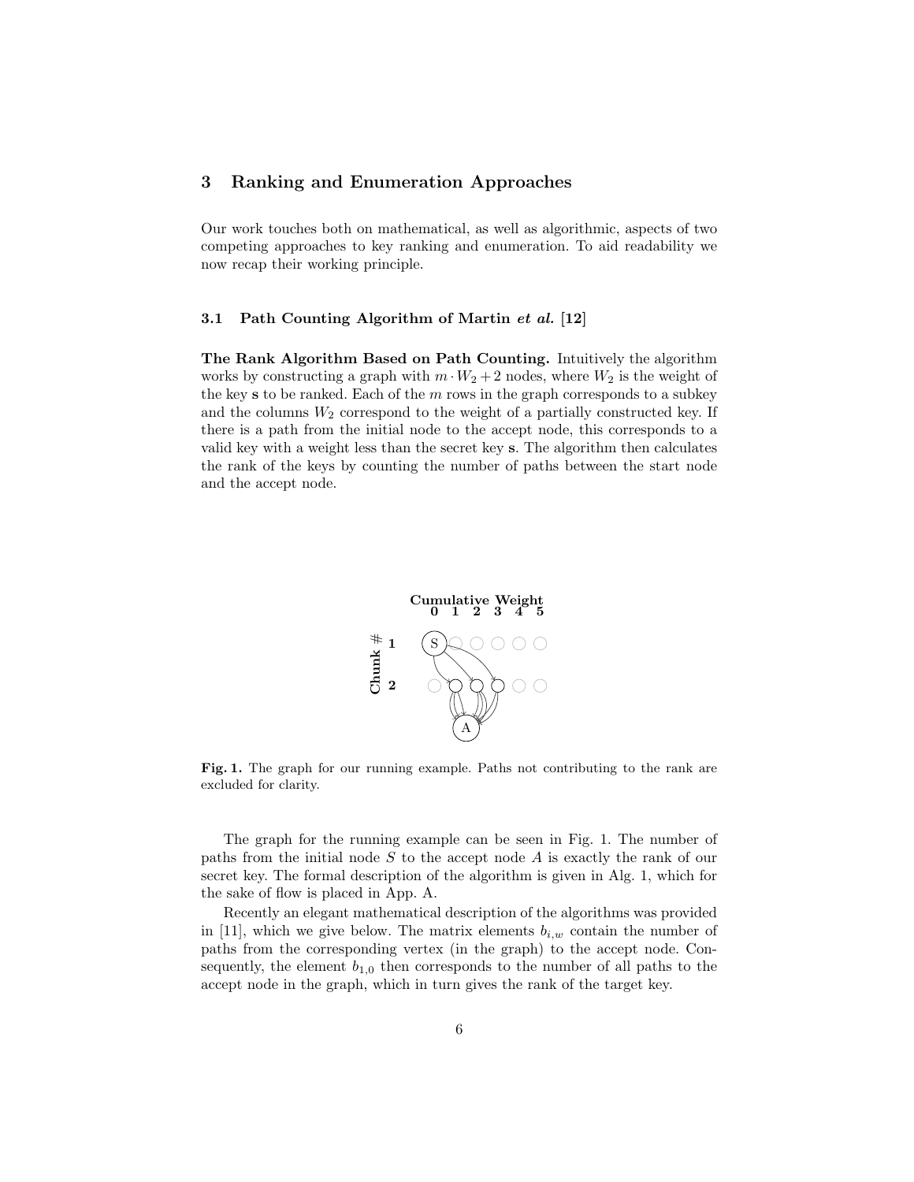## 3 Ranking and Enumeration Approaches

Our work touches both on mathematical, as well as algorithmic, aspects of two competing approaches to key ranking and enumeration. To aid readability we now recap their working principle.

### 3.1 Path Counting Algorithm of Martin *et al.* [12]

**The Rank Algorithm Based on Path Counting.** Intuitively the algorithm works by constructing a graph with $m \cdot W_2 + 2$ nodes, where $W_2$ is the weight of the key $\mathbf{s}$ to be ranked. Each of the $m$ rows in the graph corresponds to a subkey and the columns $W_2$ correspond to the weight of a partially constructed key. If there is a path from the initial node to the accept node, this corresponds to a valid key with a weight less than the secret key $\mathbf{s}$. The algorithm then calculates the rank of the keys by counting the number of paths between the start node and the accept node.

**Fig. 1.** The graph for our running example. Paths not contributing to the rank are excluded for clarity.

The graph for the running example can be seen in Fig. 1. The number of paths from the initial node $S$ to the accept node $A$ is exactly the rank of our secret key. The formal description of the algorithm is given in Alg. 1, which for the sake of flow is placed in App. A.

Recently an elegant mathematical description of the algorithms was provided in [11], which we give below. The matrix elements $b_{i,w}$ contain the number of paths from the corresponding vertex (in the graph) to the accept node. Consequently, the element $b_{1,0}$ then corresponds to the number of all paths to the accept node in the graph, which in turn gives the rank of the target key.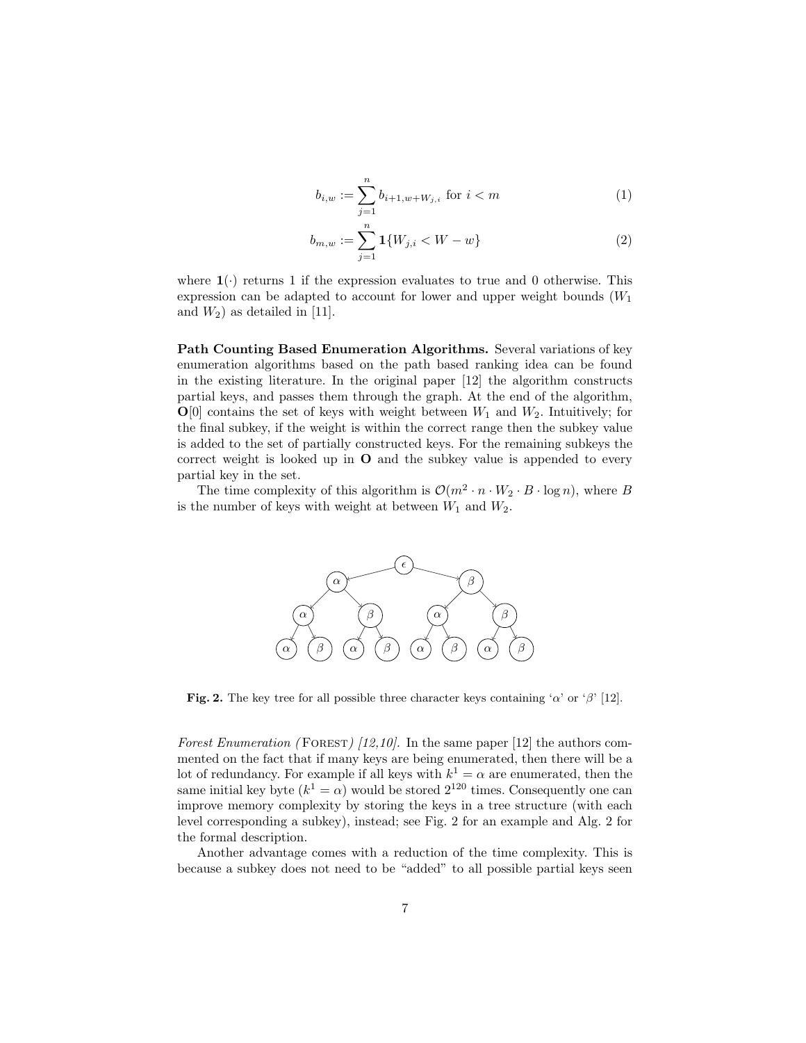$$b_{i,w} := \sum_{j=1}^{n} b_{i+1,w+W_{j,i}} \text{ for } i < m \tag{1}$$

$$b_{m,w} := \sum_{j=1}^{n} \mathbf{1}\{W_{j,i} < W - w\} \tag{2}$$

where $\mathbf{1}(\cdot)$ returns 1 if the expression evaluates to true and 0 otherwise. This expression can be adapted to account for lower and upper weight bounds ($W_1$ and $W_2$) as detailed in [11].

**Path Counting Based Enumeration Algorithms.** Several variations of key enumeration algorithms based on the path based ranking idea can be found in the existing literature. In the original paper [12] the algorithm constructs partial keys, and passes them through the graph. At the end of the algorithm, $\mathbf{O}[0]$ contains the set of keys with weight between $W_1$ and $W_2$. Intuitively; for the final subkey, if the weight is within the correct range then the subkey value is added to the set of partially constructed keys. For the remaining subkeys the correct weight is looked up in $\mathbf{O}$ and the subkey value is appended to every partial key in the set.

The time complexity of this algorithm is $\mathcal{O}(m^2 \cdot n \cdot W_2 \cdot B \cdot \log n)$, where $B$ is the number of keys with weight at between $W_1$ and $W_2$.

**Fig. 2.** The key tree for all possible three character keys containing '$\alpha$' or '$\beta$' [12].

*Forest Enumeration (*Forest*) [12,10].* In the same paper [12] the authors commented on the fact that if many keys are being enumerated, then there will be a lot of redundancy. For example if all keys with $k^1 = \alpha$ are enumerated, then the same initial key byte ($k^1 = \alpha$) would be stored $2^{120}$ times. Consequently one can improve memory complexity by storing the keys in a tree structure (with each level corresponding a subkey), instead; see Fig. 2 for an example and Alg. 2 for the formal description.

Another advantage comes with a reduction of the time complexity. This is because a subkey does not need to be "added" to all possible partial keys seen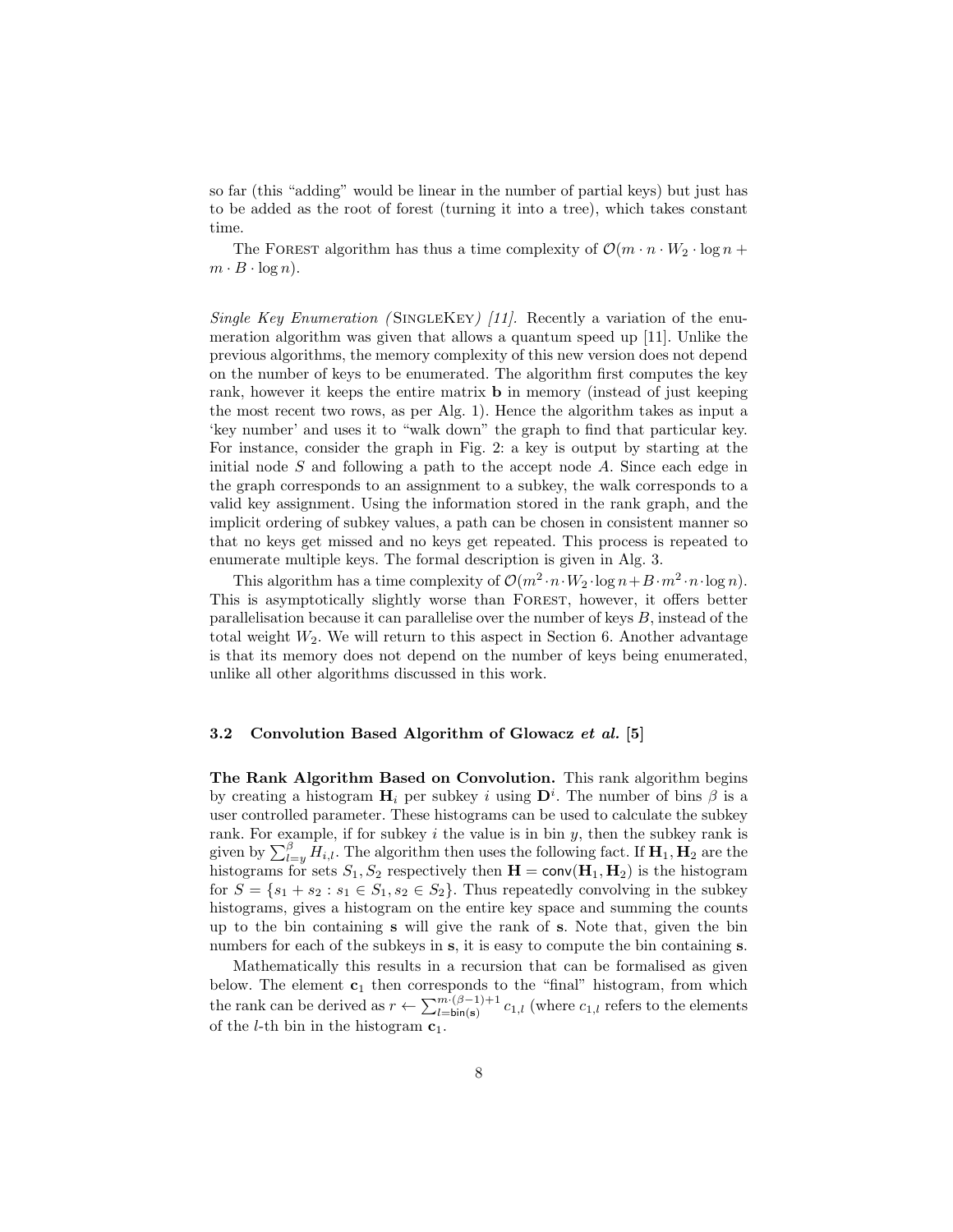so far (this "adding" would be linear in the number of partial keys) but just has to be added as the root of forest (turning it into a tree), which takes constant time.

The FOREST algorithm has thus a time complexity of $\mathcal{O}(m \cdot n \cdot W_2 \cdot \log n + m \cdot B \cdot \log n)$.

*Single Key Enumeration (*SINGLEKEY*) [11].* Recently a variation of the enumeration algorithm was given that allows a quantum speed up [11]. Unlike the previous algorithms, the memory complexity of this new version does not depend on the number of keys to be enumerated. The algorithm first computes the key rank, however it keeps the entire matrix $\mathbf{b}$ in memory (instead of just keeping the most recent two rows, as per Alg. 1). Hence the algorithm takes as input a 'key number' and uses it to "walk down" the graph to find that particular key. For instance, consider the graph in Fig. 2: a key is output by starting at the initial node $S$ and following a path to the accept node $A$. Since each edge in the graph corresponds to an assignment to a subkey, the walk corresponds to a valid key assignment. Using the information stored in the rank graph, and the implicit ordering of subkey values, a path can be chosen in consistent manner so that no keys get missed and no keys get repeated. This process is repeated to enumerate multiple keys. The formal description is given in Alg. 3.

This algorithm has a time complexity of $\mathcal{O}(m^2 \cdot n \cdot W_2 \cdot \log n + B \cdot m^2 \cdot n \cdot \log n)$. This is asymptotically slightly worse than FOREST, however, it offers better parallelisation because it can parallelise over the number of keys $B$, instead of the total weight $W_2$. We will return to this aspect in Section 6. Another advantage is that its memory does not depend on the number of keys being enumerated, unlike all other algorithms discussed in this work.

### 3.2 Convolution Based Algorithm of Glowacz *et al.* [5]

**The Rank Algorithm Based on Convolution.** This rank algorithm begins by creating a histogram $\mathbf{H}_i$ per subkey $i$ using $\mathbf{D}^i$. The number of bins $\beta$ is a user controlled parameter. These histograms can be used to calculate the subkey rank. For example, if for subkey $i$ the value is in bin $y$, then the subkey rank is given by $\sum_{l=y}^{\beta} H_{i,l}$. The algorithm then uses the following fact. If $\mathbf{H}_1, \mathbf{H}_2$ are the histograms for sets $S_1, S_2$ respectively then $\mathbf{H} = \mathsf{conv}(\mathbf{H}_1, \mathbf{H}_2)$ is the histogram for $S = \{s_1 + s_2 : s_1 \in S_1, s_2 \in S_2\}$. Thus repeatedly convolving in the subkey histograms, gives a histogram on the entire key space and summing the counts up to the bin containing $\mathbf{s}$ will give the rank of $\mathbf{s}$. Note that, given the bin numbers for each of the subkeys in $\mathbf{s}$, it is easy to compute the bin containing $\mathbf{s}$.

Mathematically this results in a recursion that can be formalised as given below. The element $\mathbf{c}_1$ then corresponds to the "final" histogram, from which the rank can be derived as $r \leftarrow \sum_{l=\mathsf{bin}(\mathbf{s})}^{m\cdot(\beta-1)+1} c_{1,l}$ (where $c_{1,l}$ refers to the elements of the $l$-th bin in the histogram $\mathbf{c}_1$.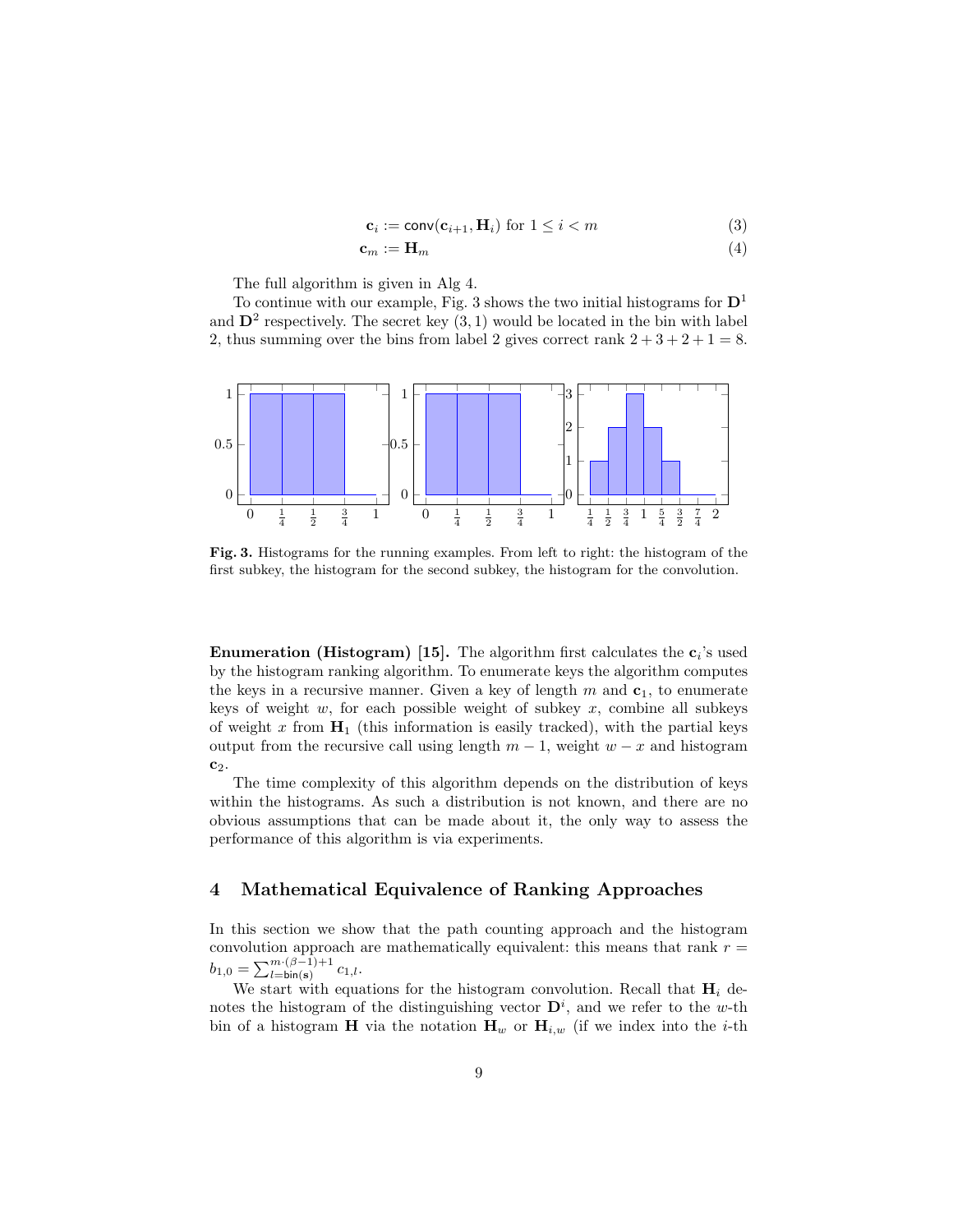$$\mathbf{c}_i := \mathsf{conv}(\mathbf{c}_{i+1}, \mathbf{H}_i) \text{ for } 1 \le i < m \tag{3}$$

$$\mathbf{c}_m := \mathbf{H}_m \tag{4}$$

The full algorithm is given in Alg 4.

To continue with our example, Fig. 3 shows the two initial histograms for $\mathbf{D}^1$ and $\mathbf{D}^2$ respectively. The secret key $(3, 1)$ would be located in the bin with label 2, thus summing over the bins from label 2 gives correct rank $2 + 3 + 2 + 1 = 8$.

**Fig. 3.** Histograms for the running examples. From left to right: the histogram of the first subkey, the histogram for the second subkey, the histogram for the convolution.

**Enumeration (Histogram) [15].** The algorithm first calculates the $\mathbf{c}_i$'s used by the histogram ranking algorithm. To enumerate keys the algorithm computes the keys in a recursive manner. Given a key of length $m$ and $\mathbf{c}_1$, to enumerate keys of weight $w$, for each possible weight of subkey $x$, combine all subkeys of weight $x$ from $\mathbf{H}_1$ (this information is easily tracked), with the partial keys output from the recursive call using length $m-1$, weight $w-x$ and histogram $\mathbf{c}_2$.

The time complexity of this algorithm depends on the distribution of keys within the histograms. As such a distribution is not known, and there are no obvious assumptions that can be made about it, the only way to assess the performance of this algorithm is via experiments.

## 4 Mathematical Equivalence of Ranking Approaches

In this section we show that the path counting approach and the histogram convolution approach are mathematically equivalent: this means that rank $r = b_{1,0} = \sum_{l=\mathsf{bin}(\mathbf{s})}^{m\cdot(\beta-1)+1} c_{1,l}$.

We start with equations for the histogram convolution. Recall that $\mathbf{H}_i$ denotes the histogram of the distinguishing vector $\mathbf{D}^i$, and we refer to the $w$-th bin of a histogram $\mathbf{H}$ via the notation $\mathbf{H}_w$ or $\mathbf{H}_{i,w}$ (if we index into the $i$-th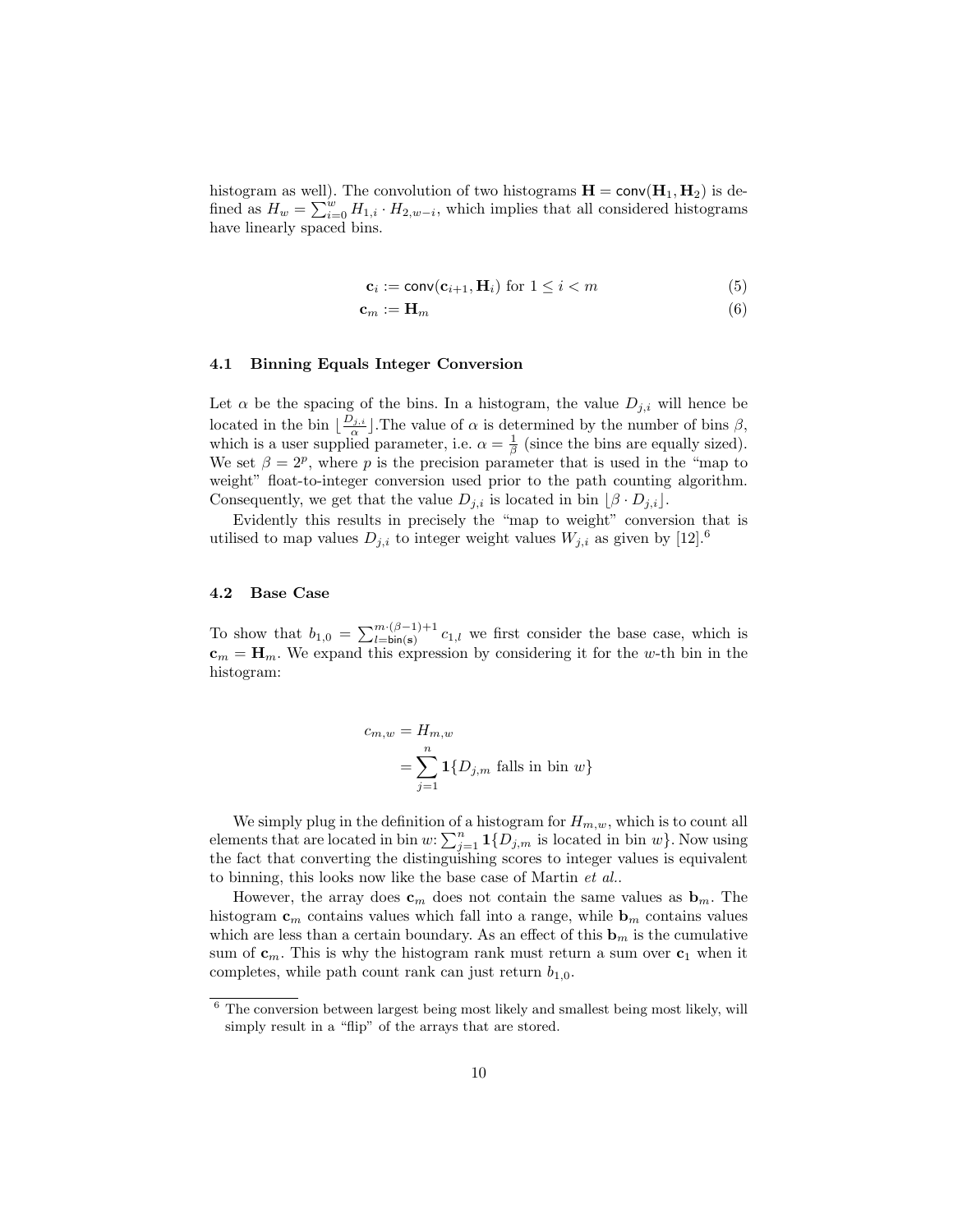histogram as well). The convolution of two histograms $\mathbf{H} = \mathsf{conv}(\mathbf{H}_1, \mathbf{H}_2)$ is defined as $H_w = \sum_{i=0}^{w} H_{1,i} \cdot H_{2,w-i}$, which implies that all considered histograms have linearly spaced bins.

$$\mathbf{c}_i := \mathsf{conv}(\mathbf{c}_{i+1}, \mathbf{H}_i) \text{ for } 1 \leq i < m \tag{5}$$

$$\mathbf{c}_m := \mathbf{H}_m \tag{6}$$

### 4.1 Binning Equals Integer Conversion

Let $\alpha$ be the spacing of the bins. In a histogram, the value $D_{j,i}$ will hence be located in the bin $\lfloor \frac{D_{j,i}}{\alpha} \rfloor$. The value of $\alpha$ is determined by the number of bins $\beta$, which is a user supplied parameter, i.e. $\alpha = \frac{1}{\beta}$ (since the bins are equally sized). We set $\beta = 2^p$, where $p$ is the precision parameter that is used in the "map to weight" float-to-integer conversion used prior to the path counting algorithm. Consequently, we get that the value $D_{j,i}$ is located in bin $\lfloor \beta \cdot D_{j,i} \rfloor$.

Evidently this results in precisely the "map to weight" conversion that is utilised to map values $D_{j,i}$ to integer weight values $W_{j,i}$ as given by [12].[6]

### 4.2 Base Case

To show that $b_{1,0} = \sum_{l=\mathsf{bin}(\mathbf{s})}^{m \cdot (\beta - 1) + 1} c_{1,l}$ we first consider the base case, which is $\mathbf{c}_m = \mathbf{H}_m$. We expand this expression by considering it for the $w$-th bin in the histogram:

$$\begin{aligned} c_{m,w} &= H_{m,w} \\ &= \sum_{j=1}^{n} \mathbf{1}\{D_{j,m} \text{ falls in bin } w\} \end{aligned}$$

We simply plug in the definition of a histogram for $H_{m,w}$, which is to count all elements that are located in bin $w$: $\sum_{j=1}^{n} \mathbf{1}\{D_{j,m}$ is located in bin $w\}$. Now using the fact that converting the distinguishing scores to integer values is equivalent to binning, this looks now like the base case of Martin *et al.*.

However, the array does $\mathbf{c}_m$ does not contain the same values as $\mathbf{b}_m$. The histogram $\mathbf{c}_m$ contains values which fall into a range, while $\mathbf{b}_m$ contains values which are less than a certain boundary. As an effect of this $\mathbf{b}_m$ is the cumulative sum of $\mathbf{c}_m$. This is why the histogram rank must return a sum over $\mathbf{c}_1$ when it completes, while path count rank can just return $b_{1,0}$.

---

[6] The conversion between largest being most likely and smallest being most likely, will simply result in a "flip" of the arrays that are stored.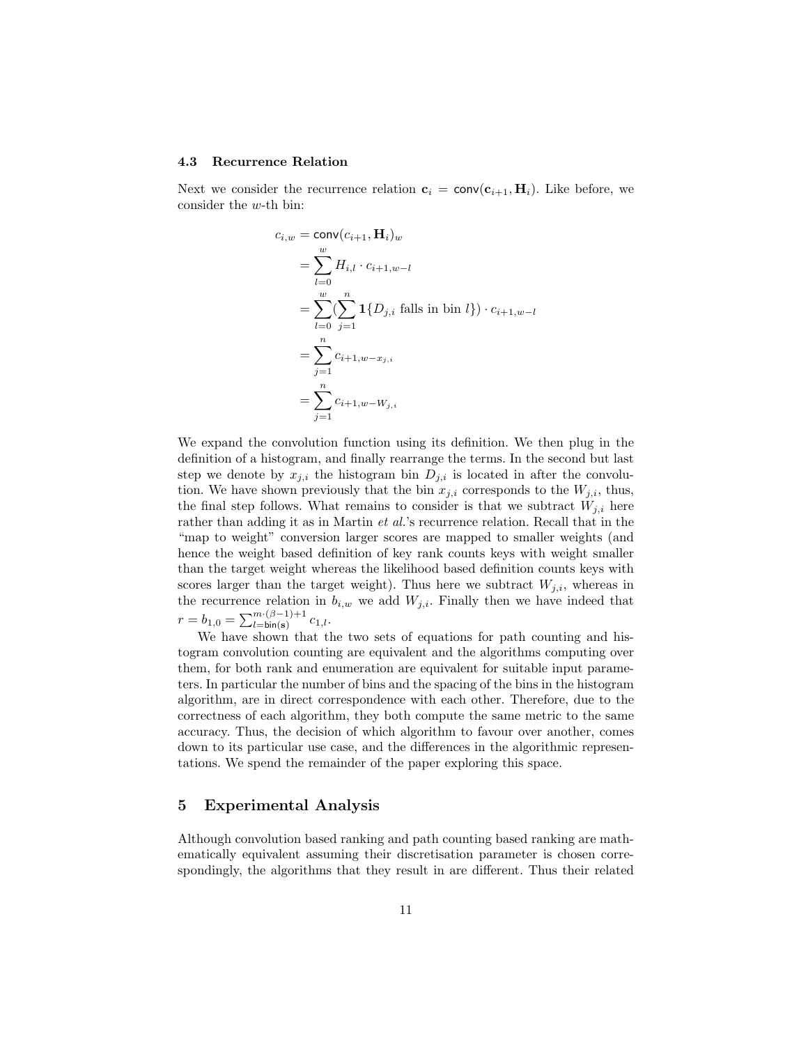### 4.3 Recurrence Relation

Next we consider the recurrence relation $\mathbf{c}_i = \mathsf{conv}(\mathbf{c}_{i+1}, \mathbf{H}_i)$. Like before, we consider the $w$-th bin:

$$
\begin{aligned}
c_{i,w} &= \mathsf{conv}(c_{i+1}, \mathbf{H}_i)_w \\
&= \sum_{l=0}^{w} H_{i,l} \cdot c_{i+1,w-l} \\
&= \sum_{l=0}^{w} (\sum_{j=1}^{n} \mathbf{1}\{D_{j,i} \text{ falls in bin } l\}) \cdot c_{i+1,w-l} \\
&= \sum_{j=1}^{n} c_{i+1,w-x_{j,i}} \\
&= \sum_{j=1}^{n} c_{i+1,w-W_{j,i}}
\end{aligned}
$$

We expand the convolution function using its definition. We then plug in the definition of a histogram, and finally rearrange the terms. In the second but last step we denote by $x_{j,i}$ the histogram bin $D_{j,i}$ is located in after the convolution. We have shown previously that the bin $x_{j,i}$ corresponds to the $W_{j,i}$, thus, the final step follows. What remains to consider is that we subtract $W_{j,i}$ here rather than adding it as in Martin *et al.*'s recurrence relation. Recall that in the "map to weight" conversion larger scores are mapped to smaller weights (and hence the weight based definition of key rank counts keys with weight smaller than the target weight whereas the likelihood based definition counts keys with scores larger than the target weight). Thus here we subtract $W_{j,i}$, whereas in the recurrence relation in $b_{i,w}$ we add $W_{j,i}$. Finally then we have indeed that $r = b_{1,0} = \sum_{l=\mathsf{bin}(\mathbf{s})}^{m\cdot(\beta-1)+1} c_{1,l}$.

We have shown that the two sets of equations for path counting and histogram convolution counting are equivalent and the algorithms computing over them, for both rank and enumeration are equivalent for suitable input parameters. In particular the number of bins and the spacing of the bins in the histogram algorithm, are in direct correspondence with each other. Therefore, due to the correctness of each algorithm, they both compute the same metric to the same accuracy. Thus, the decision of which algorithm to favour over another, comes down to its particular use case, and the differences in the algorithmic representations. We spend the remainder of the paper exploring this space.

## 5 Experimental Analysis

Although convolution based ranking and path counting based ranking are mathematically equivalent assuming their discretisation parameter is chosen correspondingly, the algorithms that they result in are different. Thus their related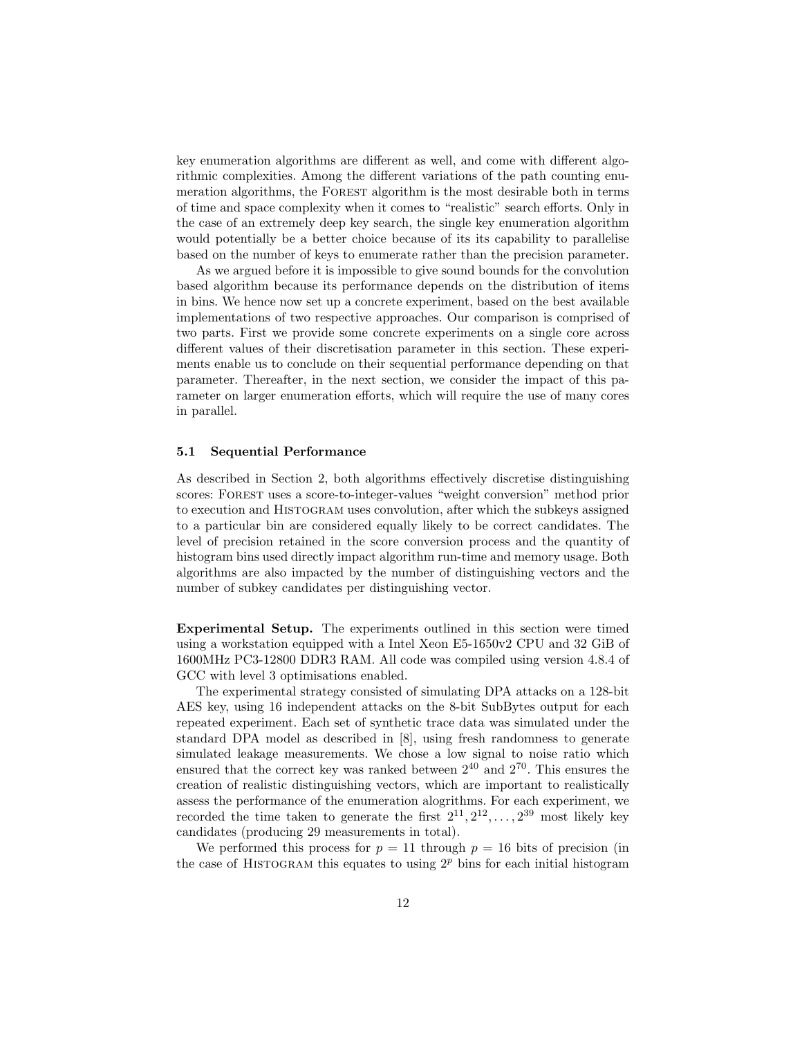key enumeration algorithms are different as well, and come with different algorithmic complexities. Among the different variations of the path counting enumeration algorithms, the Forest algorithm is the most desirable both in terms of time and space complexity when it comes to "realistic" search efforts. Only in the case of an extremely deep key search, the single key enumeration algorithm would potentially be a better choice because of its its capability to parallelise based on the number of keys to enumerate rather than the precision parameter.

As we argued before it is impossible to give sound bounds for the convolution based algorithm because its performance depends on the distribution of items in bins. We hence now set up a concrete experiment, based on the best available implementations of two respective approaches. Our comparison is comprised of two parts. First we provide some concrete experiments on a single core across different values of their discretisation parameter in this section. These experiments enable us to conclude on their sequential performance depending on that parameter. Thereafter, in the next section, we consider the impact of this parameter on larger enumeration efforts, which will require the use of many cores in parallel.

### 5.1 Sequential Performance

As described in Section 2, both algorithms effectively discretise distinguishing scores: Forest uses a score-to-integer-values "weight conversion" method prior to execution and Histogram uses convolution, after which the subkeys assigned to a particular bin are considered equally likely to be correct candidates. The level of precision retained in the score conversion process and the quantity of histogram bins used directly impact algorithm run-time and memory usage. Both algorithms are also impacted by the number of distinguishing vectors and the number of subkey candidates per distinguishing vector.

**Experimental Setup.** The experiments outlined in this section were timed using a workstation equipped with a Intel Xeon E5-1650v2 CPU and 32 GiB of 1600MHz PC3-12800 DDR3 RAM. All code was compiled using version 4.8.4 of GCC with level 3 optimisations enabled.

The experimental strategy consisted of simulating DPA attacks on a 128-bit AES key, using 16 independent attacks on the 8-bit SubBytes output for each repeated experiment. Each set of synthetic trace data was simulated under the standard DPA model as described in [8], using fresh randomness to generate simulated leakage measurements. We chose a low signal to noise ratio which ensured that the correct key was ranked between $2^{40}$ and $2^{70}$. This ensures the creation of realistic distinguishing vectors, which are important to realistically assess the performance of the enumeration alogrithms. For each experiment, we recorded the time taken to generate the first $2^{11}, 2^{12}, \ldots, 2^{39}$ most likely key candidates (producing 29 measurements in total).

We performed this process for $p = 11$ through $p = 16$ bits of precision (in the case of Histogram this equates to using $2^p$ bins for each initial histogram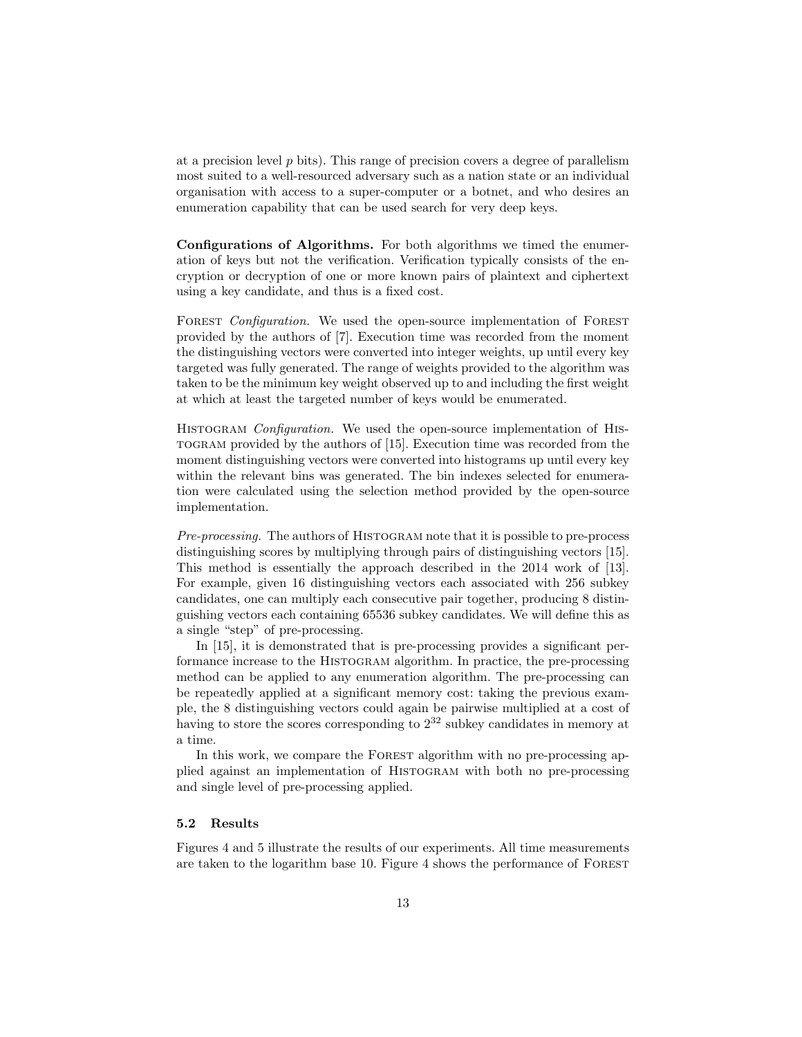at a precision level $p$ bits). This range of precision covers a degree of parallelism most suited to a well-resourced adversary such as a nation state or an individual organisation with access to a super-computer or a botnet, and who desires an enumeration capability that can be used search for very deep keys.

**Configurations of Algorithms.** For both algorithms we timed the enumeration of keys but not the verification. Verification typically consists of the encryption or decryption of one or more known pairs of plaintext and ciphertext using a key candidate, and thus is a fixed cost.

FOREST *Configuration.* We used the open-source implementation of FOREST provided by the authors of [7]. Execution time was recorded from the moment the distinguishing vectors were converted into integer weights, up until every key targeted was fully generated. The range of weights provided to the algorithm was taken to be the minimum key weight observed up to and including the first weight at which at least the targeted number of keys would be enumerated.

HISTOGRAM *Configuration.* We used the open-source implementation of HISTOGRAM provided by the authors of [15]. Execution time was recorded from the moment distinguishing vectors were converted into histograms up until every key within the relevant bins was generated. The bin indexes selected for enumeration were calculated using the selection method provided by the open-source implementation.

*Pre-processing.* The authors of HISTOGRAM note that it is possible to pre-process distinguishing scores by multiplying through pairs of distinguishing vectors [15]. This method is essentially the approach described in the 2014 work of [13]. For example, given 16 distinguishing vectors each associated with 256 subkey candidates, one can multiply each consecutive pair together, producing 8 distinguishing vectors each containing 65536 subkey candidates. We will define this as a single "step" of pre-processing.

In [15], it is demonstrated that is pre-processing provides a significant performance increase to the HISTOGRAM algorithm. In practice, the pre-processing method can be applied to any enumeration algorithm. The pre-processing can be repeatedly applied at a significant memory cost: taking the previous example, the 8 distinguishing vectors could again be pairwise multiplied at a cost of having to store the scores corresponding to $2^{32}$ subkey candidates in memory at a time.

In this work, we compare the FOREST algorithm with no pre-processing applied against an implementation of HISTOGRAM with both no pre-processing and single level of pre-processing applied.

### 5.2 Results

Figures 4 and 5 illustrate the results of our experiments. All time measurements are taken to the logarithm base 10. Figure 4 shows the performance of FOREST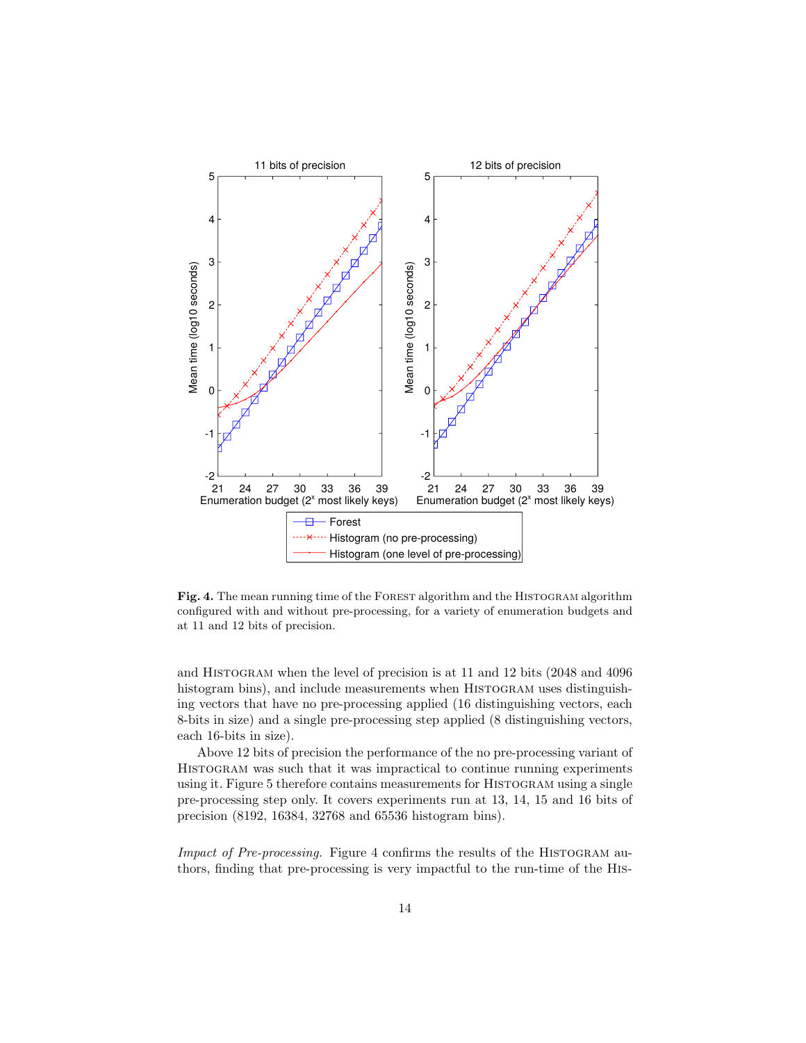**Fig. 4.** The mean running time of the Forest algorithm and the Histogram algorithm configured with and without pre-processing, for a variety of enumeration budgets and at 11 and 12 bits of precision.

and Histogram when the level of precision is at 11 and 12 bits (2048 and 4096 histogram bins), and include measurements when Histogram uses distinguishing vectors that have no pre-processing applied (16 distinguishing vectors, each 8-bits in size) and a single pre-processing step applied (8 distinguishing vectors, each 16-bits in size).

Above 12 bits of precision the performance of the no pre-processing variant of Histogram was such that it was impractical to continue running experiments using it. Figure 5 therefore contains measurements for Histogram using a single pre-processing step only. It covers experiments run at 13, 14, 15 and 16 bits of precision (8192, 16384, 32768 and 65536 histogram bins).

*Impact of Pre-processing.* Figure 4 confirms the results of the Histogram authors, finding that pre-processing is very impactful to the run-time of the His-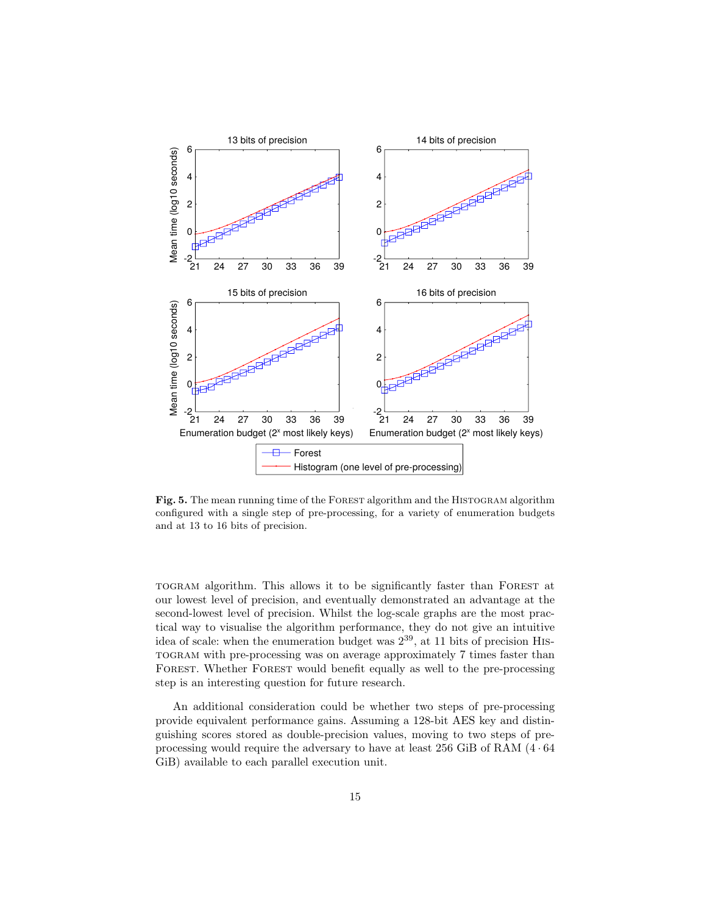**Fig. 5.** The mean running time of the FOREST algorithm and the HISTOGRAM algorithm configured with a single step of pre-processing, for a variety of enumeration budgets and at 13 to 16 bits of precision.

TOGRAM algorithm. This allows it to be significantly faster than FOREST at our lowest level of precision, and eventually demonstrated an advantage at the second-lowest level of precision. Whilst the log-scale graphs are the most practical way to visualise the algorithm performance, they do not give an intuitive idea of scale: when the enumeration budget was $2^{39}$, at 11 bits of precision HISTOGRAM with pre-processing was on average approximately 7 times faster than FOREST. Whether FOREST would benefit equally as well to the pre-processing step is an interesting question for future research.

An additional consideration could be whether two steps of pre-processing provide equivalent performance gains. Assuming a 128-bit AES key and distinguishing scores stored as double-precision values, moving to two steps of pre-processing would require the adversary to have at least 256 GiB of RAM ($4 \cdot 64$ GiB) available to each parallel execution unit.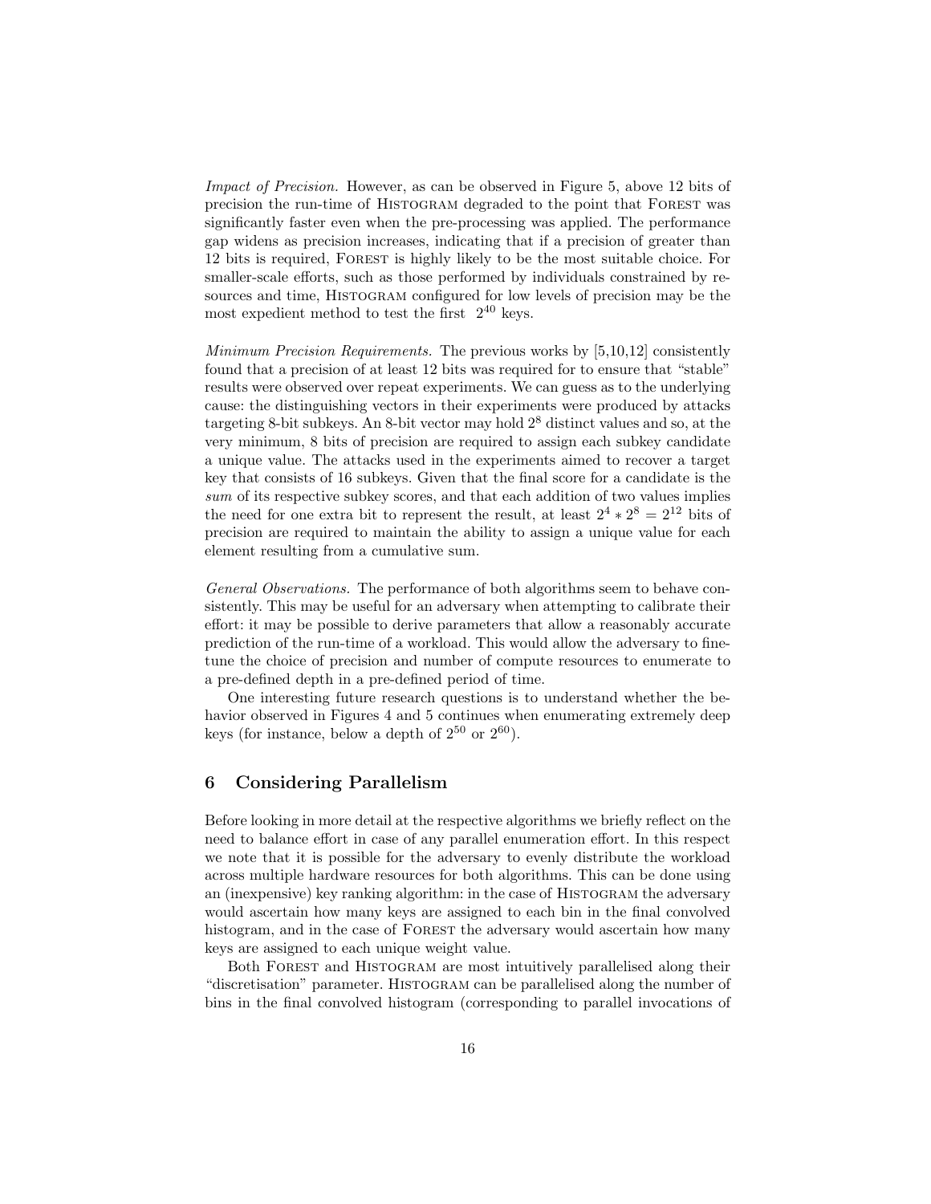*Impact of Precision.* However, as can be observed in Figure 5, above 12 bits of precision the run-time of Histogram degraded to the point that Forest was significantly faster even when the pre-processing was applied. The performance gap widens as precision increases, indicating that if a precision of greater than 12 bits is required, Forest is highly likely to be the most suitable choice. For smaller-scale efforts, such as those performed by individuals constrained by resources and time, Histogram configured for low levels of precision may be the most expedient method to test the first $2^{40}$ keys.

*Minimum Precision Requirements.* The previous works by [5,10,12] consistently found that a precision of at least 12 bits was required for to ensure that "stable" results were observed over repeat experiments. We can guess as to the underlying cause: the distinguishing vectors in their experiments were produced by attacks targeting 8-bit subkeys. An 8-bit vector may hold $2^8$ distinct values and so, at the very minimum, 8 bits of precision are required to assign each subkey candidate a unique value. The attacks used in the experiments aimed to recover a target key that consists of 16 subkeys. Given that the final score for a candidate is the *sum* of its respective subkey scores, and that each addition of two values implies the need for one extra bit to represent the result, at least $2^4 * 2^8 = 2^{12}$ bits of precision are required to maintain the ability to assign a unique value for each element resulting from a cumulative sum.

*General Observations.* The performance of both algorithms seem to behave consistently. This may be useful for an adversary when attempting to calibrate their effort: it may be possible to derive parameters that allow a reasonably accurate prediction of the run-time of a workload. This would allow the adversary to fine-tune the choice of precision and number of compute resources to enumerate to a pre-defined depth in a pre-defined period of time.

One interesting future research questions is to understand whether the behavior observed in Figures 4 and 5 continues when enumerating extremely deep keys (for instance, below a depth of $2^{50}$ or $2^{60}$).

## 6 Considering Parallelism

Before looking in more detail at the respective algorithms we briefly reflect on the need to balance effort in case of any parallel enumeration effort. In this respect we note that it is possible for the adversary to evenly distribute the workload across multiple hardware resources for both algorithms. This can be done using an (inexpensive) key ranking algorithm: in the case of Histogram the adversary would ascertain how many keys are assigned to each bin in the final convolved histogram, and in the case of Forest the adversary would ascertain how many keys are assigned to each unique weight value.

Both Forest and Histogram are most intuitively parallelised along their "discretisation" parameter. Histogram can be parallelised along the number of bins in the final convolved histogram (corresponding to parallel invocations of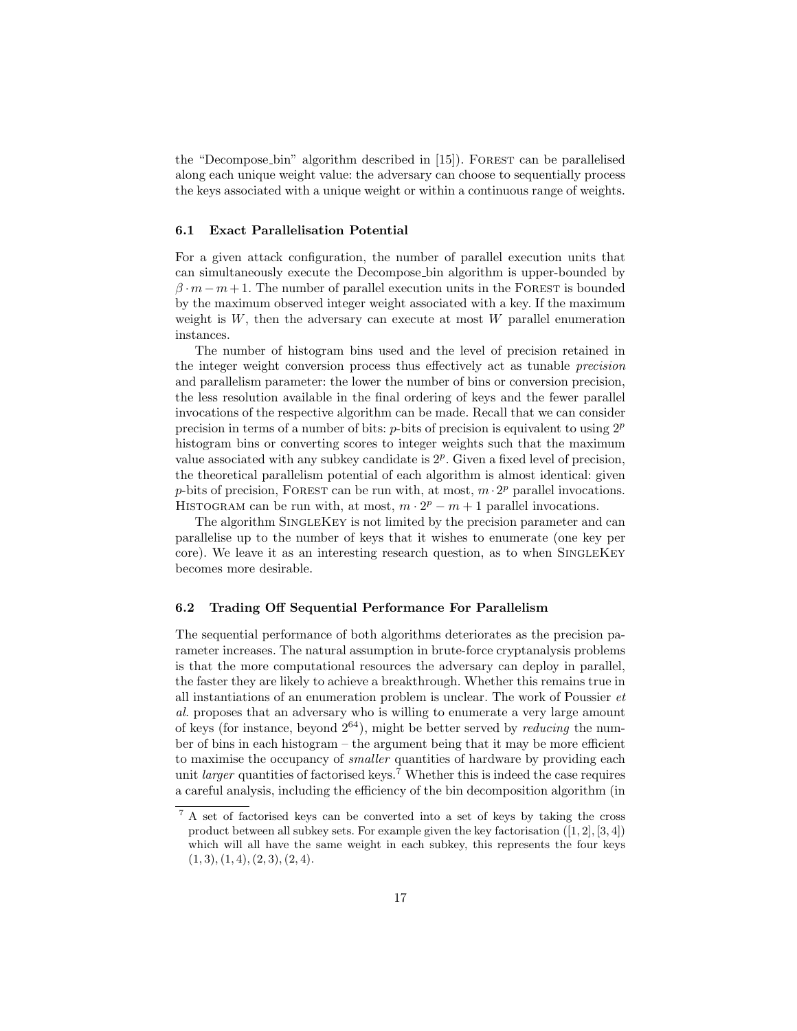the "Decompose_bin" algorithm described in [15]). Forest can be parallelised along each unique weight value: the adversary can choose to sequentially process the keys associated with a unique weight or within a continuous range of weights.

### 6.1 Exact Parallelisation Potential

For a given attack configuration, the number of parallel execution units that can simultaneously execute the Decompose_bin algorithm is upper-bounded by $\beta \cdot m - m + 1$. The number of parallel execution units in the Forest is bounded by the maximum observed integer weight associated with a key. If the maximum weight is $W$, then the adversary can execute at most $W$ parallel enumeration instances.

The number of histogram bins used and the level of precision retained in the integer weight conversion process thus effectively act as tunable *precision* and parallelism parameter: the lower the number of bins or conversion precision, the less resolution available in the final ordering of keys and the fewer parallel invocations of the respective algorithm can be made. Recall that we can consider precision in terms of a number of bits: $p$-bits of precision is equivalent to using $2^p$ histogram bins or converting scores to integer weights such that the maximum value associated with any subkey candidate is $2^p$. Given a fixed level of precision, the theoretical parallelism potential of each algorithm is almost identical: given $p$-bits of precision, Forest can be run with, at most, $m \cdot 2^p$ parallel invocations. Histogram can be run with, at most, $m \cdot 2^p - m + 1$ parallel invocations.

The algorithm SingleKey is not limited by the precision parameter and can parallelise up to the number of keys that it wishes to enumerate (one key per core). We leave it as an interesting research question, as to when SingleKey becomes more desirable.

### 6.2 Trading Off Sequential Performance For Parallelism

The sequential performance of both algorithms deteriorates as the precision parameter increases. The natural assumption in brute-force cryptanalysis problems is that the more computational resources the adversary can deploy in parallel, the faster they are likely to achieve a breakthrough. Whether this remains true in all instantiations of an enumeration problem is unclear. The work of Poussier *et al.* proposes that an adversary who is willing to enumerate a very large amount of keys (for instance, beyond $2^{64}$), might be better served by *reducing* the number of bins in each histogram – the argument being that it may be more efficient to maximise the occupancy of *smaller* quantities of hardware by providing each unit *larger* quantities of factorised keys.[7] Whether this is indeed the case requires a careful analysis, including the efficiency of the bin decomposition algorithm (in

[7] A set of factorised keys can be converted into a set of keys by taking the cross product between all subkey sets. For example given the key factorisation ([1, 2], [3, 4]) which will all have the same weight in each subkey, this represents the four keys (1, 3), (1, 4), (2, 3), (2, 4).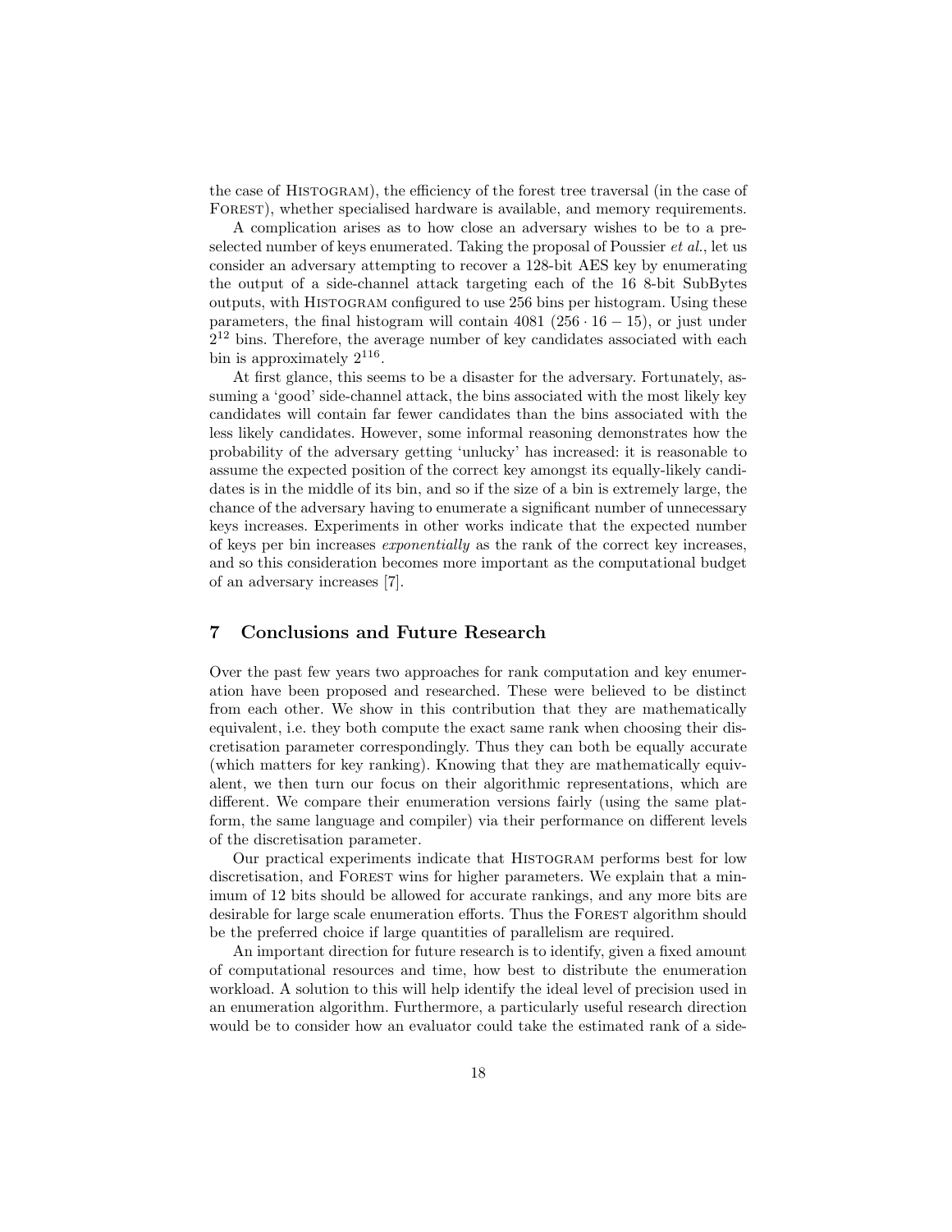the case of Histogram), the efficiency of the forest tree traversal (in the case of Forest), whether specialised hardware is available, and memory requirements.

A complication arises as to how close an adversary wishes to be to a preselected number of keys enumerated. Taking the proposal of Poussier *et al.*, let us consider an adversary attempting to recover a 128-bit AES key by enumerating the output of a side-channel attack targeting each of the 16 8-bit SubBytes outputs, with Histogram configured to use 256 bins per histogram. Using these parameters, the final histogram will contain 4081 $(256 \cdot 16 - 15)$, or just under $2^{12}$ bins. Therefore, the average number of key candidates associated with each bin is approximately $2^{116}$.

At first glance, this seems to be a disaster for the adversary. Fortunately, assuming a 'good' side-channel attack, the bins associated with the most likely key candidates will contain far fewer candidates than the bins associated with the less likely candidates. However, some informal reasoning demonstrates how the probability of the adversary getting 'unlucky' has increased: it is reasonable to assume the expected position of the correct key amongst its equally-likely candidates is in the middle of its bin, and so if the size of a bin is extremely large, the chance of the adversary having to enumerate a significant number of unnecessary keys increases. Experiments in other works indicate that the expected number of keys per bin increases *exponentially* as the rank of the correct key increases, and so this consideration becomes more important as the computational budget of an adversary increases [7].

## 7 Conclusions and Future Research

Over the past few years two approaches for rank computation and key enumeration have been proposed and researched. These were believed to be distinct from each other. We show in this contribution that they are mathematically equivalent, i.e. they both compute the exact same rank when choosing their discretisation parameter correspondingly. Thus they can both be equally accurate (which matters for key ranking). Knowing that they are mathematically equivalent, we then turn our focus on their algorithmic representations, which are different. We compare their enumeration versions fairly (using the same platform, the same language and compiler) via their performance on different levels of the discretisation parameter.

Our practical experiments indicate that Histogram performs best for low discretisation, and Forest wins for higher parameters. We explain that a minimum of 12 bits should be allowed for accurate rankings, and any more bits are desirable for large scale enumeration efforts. Thus the Forest algorithm should be the preferred choice if large quantities of parallelism are required.

An important direction for future research is to identify, given a fixed amount of computational resources and time, how best to distribute the enumeration workload. A solution to this will help identify the ideal level of precision used in an enumeration algorithm. Furthermore, a particularly useful research direction would be to consider how an evaluator could take the estimated rank of a side-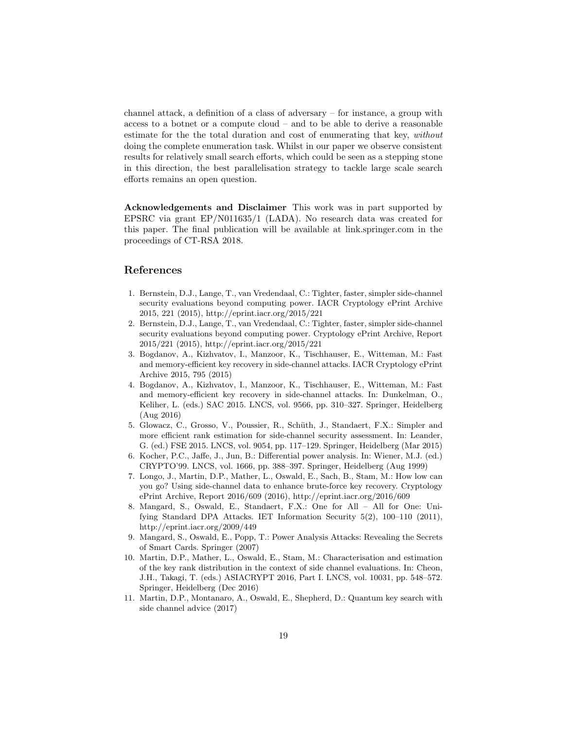channel attack, a definition of a class of adversary – for instance, a group with access to a botnet or a compute cloud – and to be able to derive a reasonable estimate for the the total duration and cost of enumerating that key, *without* doing the complete enumeration task. Whilst in our paper we observe consistent results for relatively small search efforts, which could be seen as a stepping stone in this direction, the best parallelisation strategy to tackle large scale search efforts remains an open question.

**Acknowledgements and Disclaimer** This work was in part supported by EPSRC via grant EP/N011635/1 (LADA). No research data was created for this paper. The final publication will be available at link.springer.com in the proceedings of CT-RSA 2018.

## References

1. Bernstein, D.J., Lange, T., van Vredendaal, C.: Tighter, faster, simpler side-channel security evaluations beyond computing power. IACR Cryptology ePrint Archive 2015, 221 (2015), http://eprint.iacr.org/2015/221
2. Bernstein, D.J., Lange, T., van Vredendaal, C.: Tighter, faster, simpler side-channel security evaluations beyond computing power. Cryptology ePrint Archive, Report 2015/221 (2015), http://eprint.iacr.org/2015/221
3. Bogdanov, A., Kizhvatov, I., Manzoor, K., Tischhauser, E., Witteman, M.: Fast and memory-efficient key recovery in side-channel attacks. IACR Cryptology ePrint Archive 2015, 795 (2015)
4. Bogdanov, A., Kizhvatov, I., Manzoor, K., Tischhauser, E., Witteman, M.: Fast and memory-efficient key recovery in side-channel attacks. In: Dunkelman, O., Keliher, L. (eds.) SAC 2015. LNCS, vol. 9566, pp. 310–327. Springer, Heidelberg (Aug 2016)
5. Glowacz, C., Grosso, V., Poussier, R., Schüth, J., Standaert, F.X.: Simpler and more efficient rank estimation for side-channel security assessment. In: Leander, G. (ed.) FSE 2015. LNCS, vol. 9054, pp. 117–129. Springer, Heidelberg (Mar 2015)
6. Kocher, P.C., Jaffe, J., Jun, B.: Differential power analysis. In: Wiener, M.J. (ed.) CRYPTO'99. LNCS, vol. 1666, pp. 388–397. Springer, Heidelberg (Aug 1999)
7. Longo, J., Martin, D.P., Mather, L., Oswald, E., Sach, B., Stam, M.: How low can you go? Using side-channel data to enhance brute-force key recovery. Cryptology ePrint Archive, Report 2016/609 (2016), http://eprint.iacr.org/2016/609
8. Mangard, S., Oswald, E., Standaert, F.X.: One for All – All for One: Unifying Standard DPA Attacks. IET Information Security 5(2), 100–110 (2011), http://eprint.iacr.org/2009/449
9. Mangard, S., Oswald, E., Popp, T.: Power Analysis Attacks: Revealing the Secrets of Smart Cards. Springer (2007)
10. Martin, D.P., Mather, L., Oswald, E., Stam, M.: Characterisation and estimation of the key rank distribution in the context of side channel evaluations. In: Cheon, J.H., Takagi, T. (eds.) ASIACRYPT 2016, Part I. LNCS, vol. 10031, pp. 548–572. Springer, Heidelberg (Dec 2016)
11. Martin, D.P., Montanaro, A., Oswald, E., Shepherd, D.: Quantum key search with side channel advice (2017)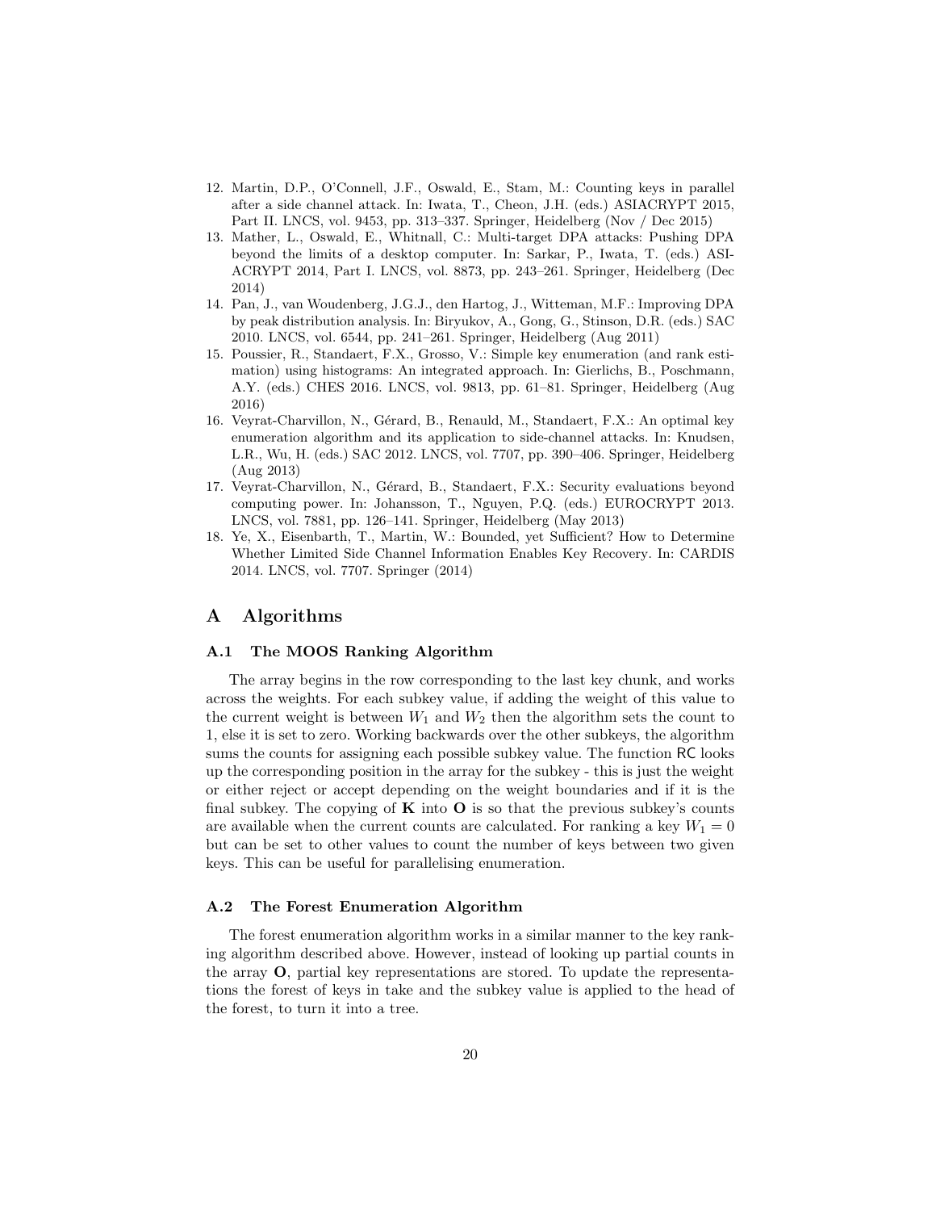12. Martin, D.P., O'Connell, J.F., Oswald, E., Stam, M.: Counting keys in parallel after a side channel attack. In: Iwata, T., Cheon, J.H. (eds.) ASIACRYPT 2015, Part II. LNCS, vol. 9453, pp. 313–337. Springer, Heidelberg (Nov / Dec 2015)
13. Mather, L., Oswald, E., Whitnall, C.: Multi-target DPA attacks: Pushing DPA beyond the limits of a desktop computer. In: Sarkar, P., Iwata, T. (eds.) ASIACRYPT 2014, Part I. LNCS, vol. 8873, pp. 243–261. Springer, Heidelberg (Dec 2014)
14. Pan, J., van Woudenberg, J.G.J., den Hartog, J., Witteman, M.F.: Improving DPA by peak distribution analysis. In: Biryukov, A., Gong, G., Stinson, D.R. (eds.) SAC 2010. LNCS, vol. 6544, pp. 241–261. Springer, Heidelberg (Aug 2011)
15. Poussier, R., Standaert, F.X., Grosso, V.: Simple key enumeration (and rank estimation) using histograms: An integrated approach. In: Gierlichs, B., Poschmann, A.Y. (eds.) CHES 2016. LNCS, vol. 9813, pp. 61–81. Springer, Heidelberg (Aug 2016)
16. Veyrat-Charvillon, N., Gérard, B., Renauld, M., Standaert, F.X.: An optimal key enumeration algorithm and its application to side-channel attacks. In: Knudsen, L.R., Wu, H. (eds.) SAC 2012. LNCS, vol. 7707, pp. 390–406. Springer, Heidelberg (Aug 2013)
17. Veyrat-Charvillon, N., Gérard, B., Standaert, F.X.: Security evaluations beyond computing power. In: Johansson, T., Nguyen, P.Q. (eds.) EUROCRYPT 2013. LNCS, vol. 7881, pp. 126–141. Springer, Heidelberg (May 2013)
18. Ye, X., Eisenbarth, T., Martin, W.: Bounded, yet Sufficient? How to Determine Whether Limited Side Channel Information Enables Key Recovery. In: CARDIS 2014. LNCS, vol. 7707. Springer (2014)

# A Algorithms

## A.1 The MOOS Ranking Algorithm

The array begins in the row corresponding to the last key chunk, and works across the weights. For each subkey value, if adding the weight of this value to the current weight is between $W_1$ and $W_2$ then the algorithm sets the count to 1, else it is set to zero. Working backwards over the other subkeys, the algorithm sums the counts for assigning each possible subkey value. The function RC looks up the corresponding position in the array for the subkey - this is just the weight or either reject or accept depending on the weight boundaries and if it is the final subkey. The copying of $\mathbf{K}$ into $\mathbf{O}$ is so that the previous subkey's counts are available when the current counts are calculated. For ranking a key $W_1 = 0$ but can be set to other values to count the number of keys between two given keys. This can be useful for parallelising enumeration.

## A.2 The Forest Enumeration Algorithm

The forest enumeration algorithm works in a similar manner to the key ranking algorithm described above. However, instead of looking up partial counts in the array $\mathbf{O}$, partial key representations are stored. To update the representations the forest of keys in take and the subkey value is applied to the head of the forest, to turn it into a tree.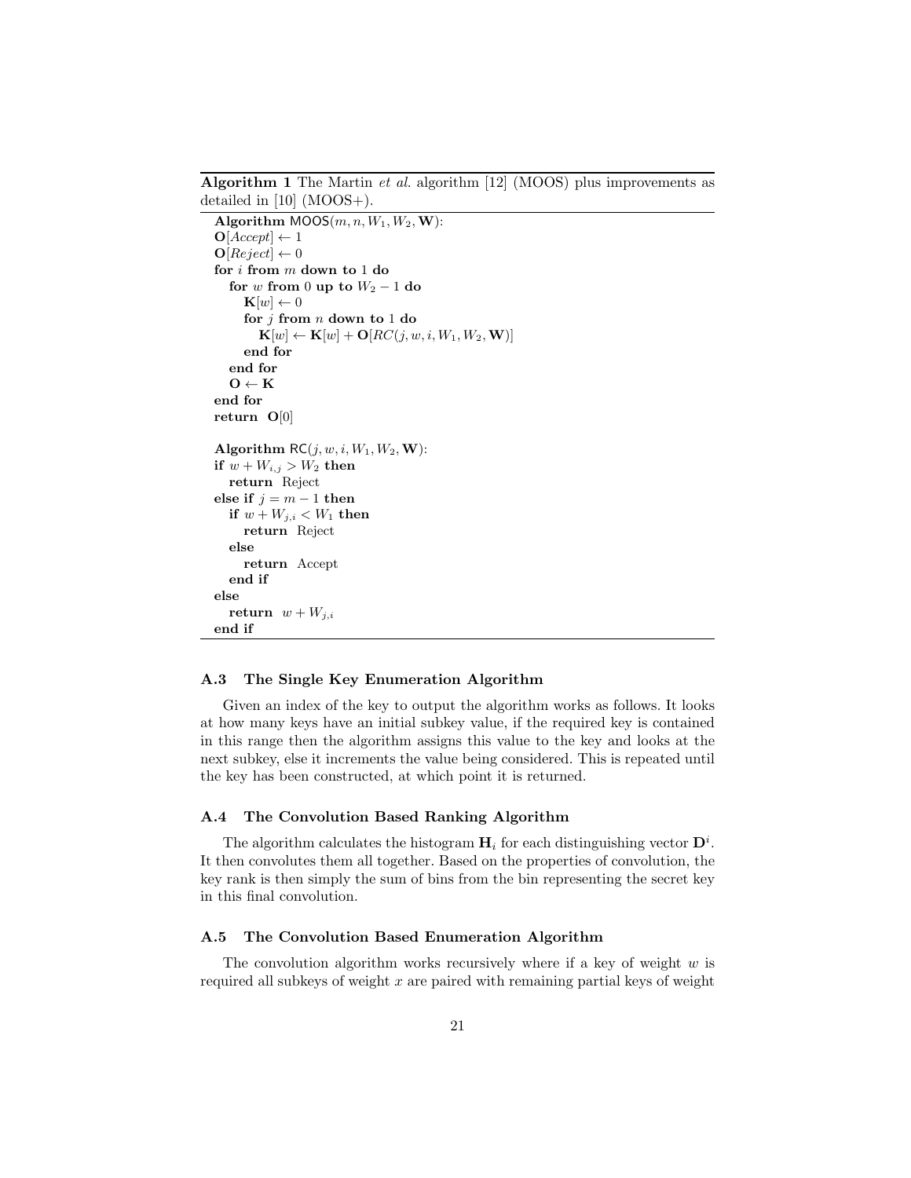**Algorithm 1** The Martin *et al.* algorithm [12] (MOOS) plus improvements as detailed in [10] (MOOS+).

```
Algorithm MOOS(m, n, W_1, W_2, W):
O[Accept] ← 1
O[Reject] ← 0
for i from m down to 1 do
   for w from 0 up to W_2 − 1 do
      K[w] ← 0
      for j from n down to 1 do
         K[w] ← K[w] + O[RC(j, w, i, W_1, W_2, W)]
      end for
   end for
   O ← K
end for
return O[0]

Algorithm RC(j, w, i, W_1, W_2, W):
if w + W_{i,j} > W_2 then
   return Reject
else if j = m − 1 then
   if w + W_{j,i} < W_1 then
      return Reject
   else
      return Accept
   end if
else
   return w + W_{j,i}
end if
```

### A.3 The Single Key Enumeration Algorithm

Given an index of the key to output the algorithm works as follows. It looks at how many keys have an initial subkey value, if the required key is contained in this range then the algorithm assigns this value to the key and looks at the next subkey, else it increments the value being considered. This is repeated until the key has been constructed, at which point it is returned.

### A.4 The Convolution Based Ranking Algorithm

The algorithm calculates the histogram $\mathbf{H}_i$ for each distinguishing vector $\mathbf{D}^i$. It then convolutes them all together. Based on the properties of convolution, the key rank is then simply the sum of bins from the bin representing the secret key in this final convolution.

### A.5 The Convolution Based Enumeration Algorithm

The convolution algorithm works recursively where if a key of weight $w$ is required all subkeys of weight $x$ are paired with remaining partial keys of weight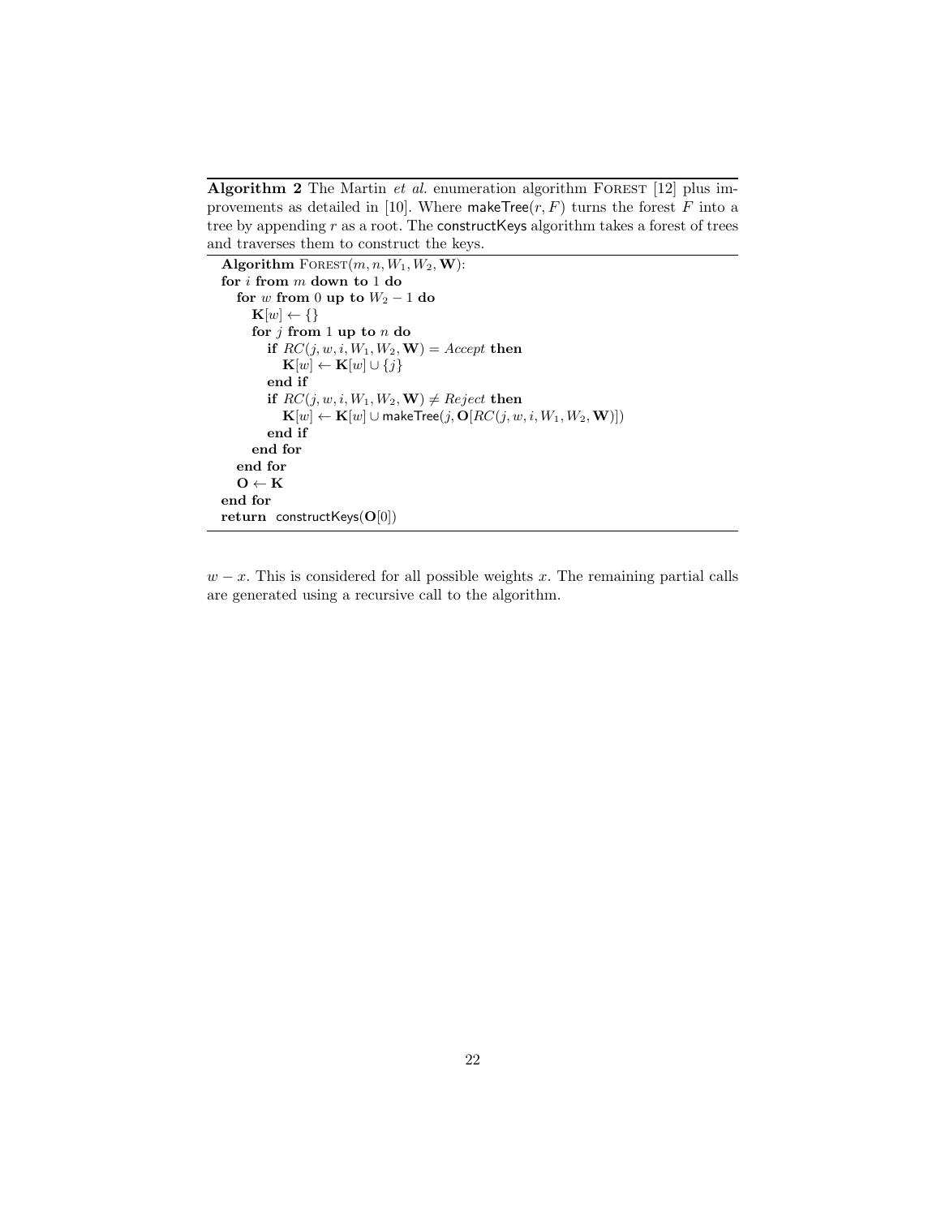**Algorithm 2** The Martin *et al.* enumeration algorithm FOREST [12] plus improvements as detailed in [10]. Where makeTree($r, F$) turns the forest $F$ into a tree by appending $r$ as a root. The constructKeys algorithm takes a forest of trees and traverses them to construct the keys.

```
Algorithm FOREST(m, n, W_1, W_2, W):
for i from m down to 1 do
    for w from 0 up to W_2 − 1 do
        K[w] ← {}
        for j from 1 up to n do
            if RC(j, w, i, W_1, W_2, W) = Accept then
                K[w] ← K[w] ∪ {j}
            end if
            if RC(j, w, i, W_1, W_2, W) ≠ Reject then
                K[w] ← K[w] ∪ makeTree(j, O[RC(j, w, i, W_1, W_2, W)])
            end if
        end for
    end for
    O ← K
end for
return constructKeys(O[0])
```

$w - x$. This is considered for all possible weights $x$. The remaining partial calls are generated using a recursive call to the algorithm.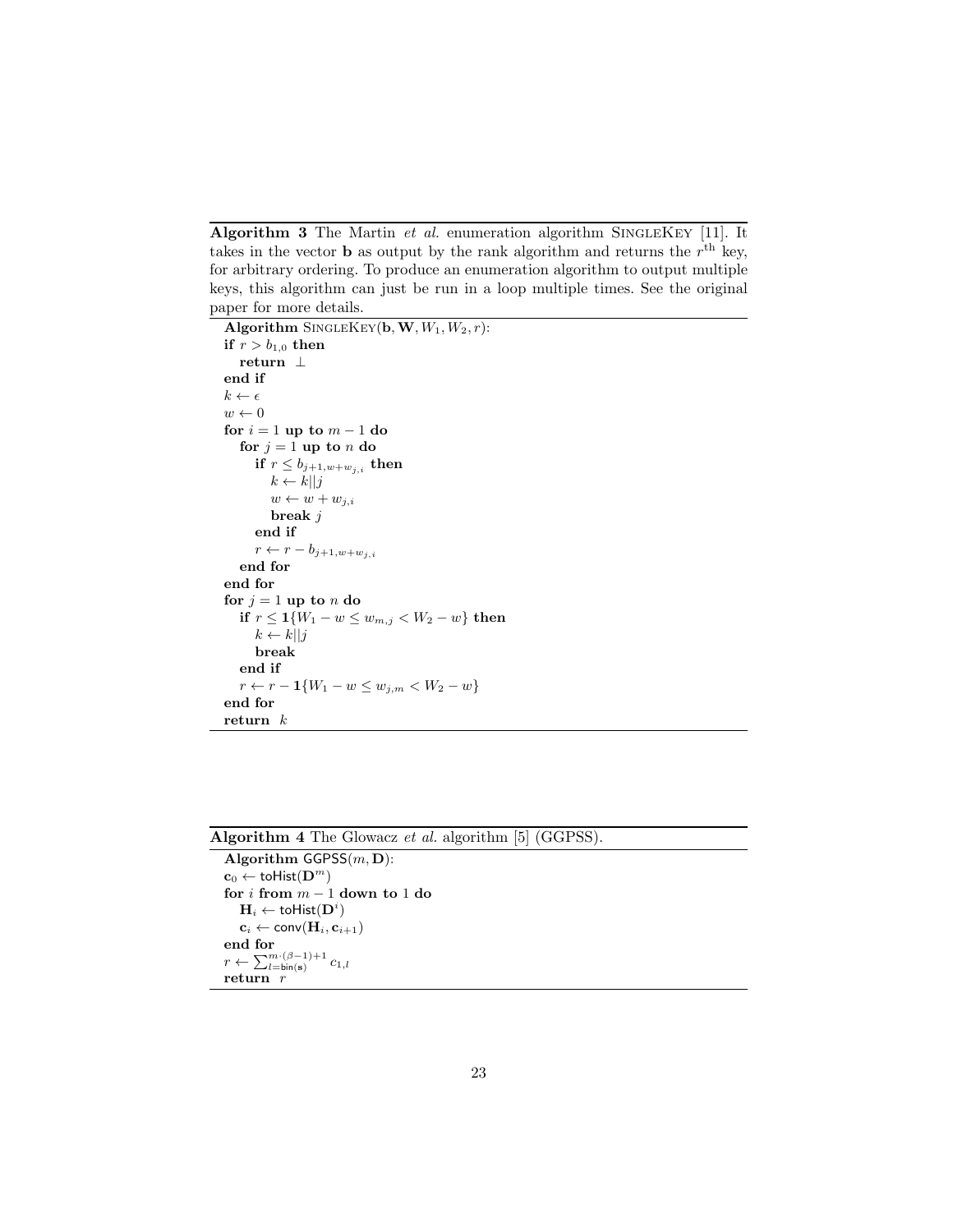**Algorithm 3** The Martin *et al.* enumeration algorithm SingleKey [11]. It takes in the vector $\mathbf{b}$ as output by the rank algorithm and returns the $r^{\text{th}}$ key, for arbitrary ordering. To produce an enumeration algorithm to output multiple keys, this algorithm can just be run in a loop multiple times. See the original paper for more details.

```
Algorithm SingleKey(b, W, W_1, W_2, r):
if r > b_{1,0} then
    return ⊥
end if
k ← ϵ
w ← 0
for i = 1 up to m − 1 do
    for j = 1 up to n do
        if r ≤ b_{j+1, w+w_{j,i}} then
            k ← k||j
            w ← w + w_{j,i}
            break j
        end if
        r ← r − b_{j+1, w+w_{j,i}}
    end for
end for
for j = 1 up to n do
    if r ≤ 1{W_1 − w ≤ w_{m,j} < W_2 − w} then
        k ← k||j
        break
    end if
    r ← r − 1{W_1 − w ≤ w_{j,m} < W_2 − w}
end for
return k
```

**Algorithm 4** The Glowacz *et al.* algorithm [5] (GGPSS).

```
Algorithm GGPSS(m, D):
c_0 ← toHist(D^m)
for i from m − 1 down to 1 do
    H_i ← toHist(D^i)
    c_i ← conv(H_i, c_{i+1})
end for
r ← Σ_{l=bin(s)}^{m·(β−1)+1} c_{1,l}
return r
```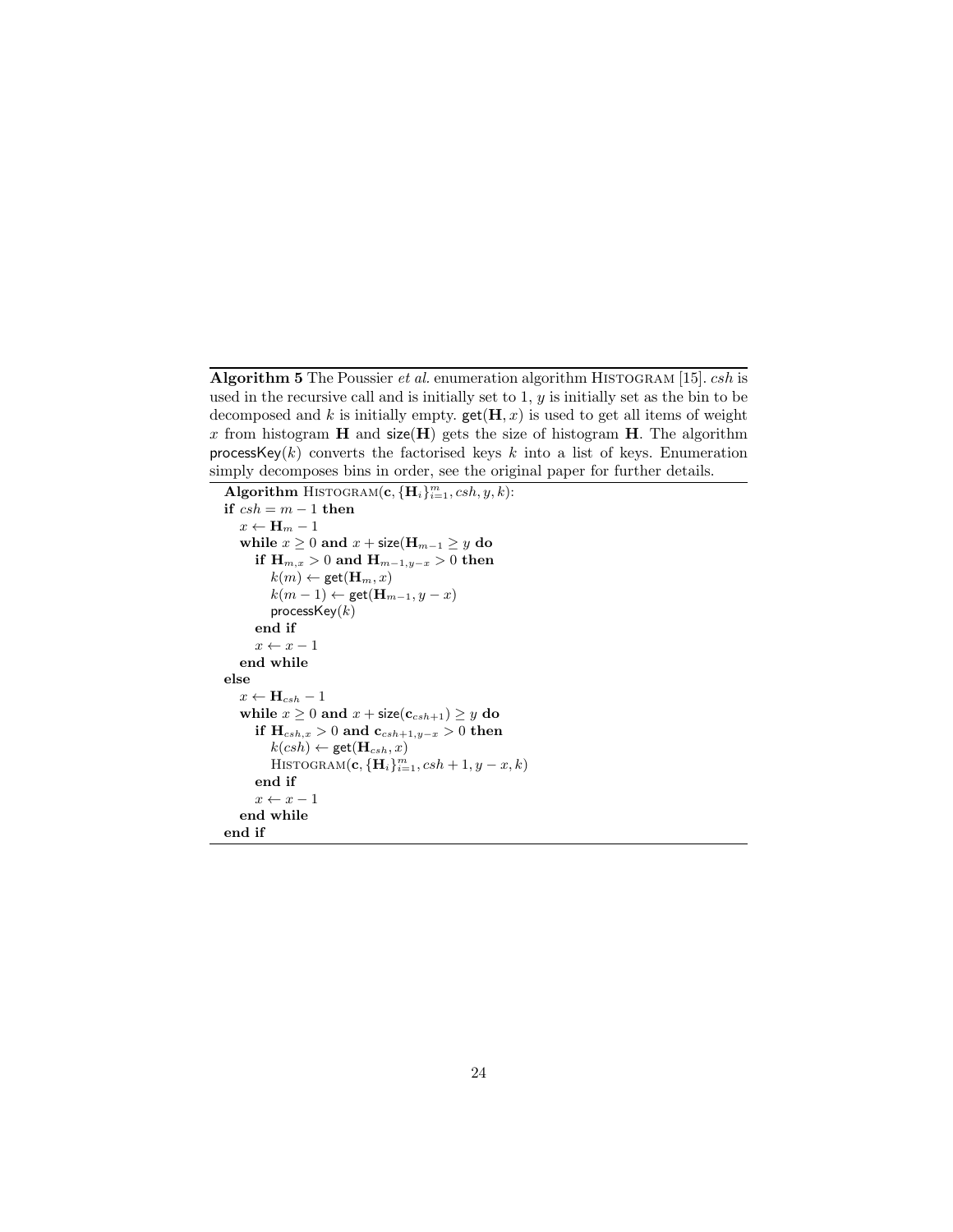**Algorithm 5** The Poussier *et al.* enumeration algorithm HISTOGRAM [15]. *csh* is used in the recursive call and is initially set to 1, $y$ is initially set as the bin to be decomposed and $k$ is initially empty. $\mathsf{get}(\mathbf{H}, x)$ is used to get all items of weight $x$ from histogram $\mathbf{H}$ and $\mathsf{size}(\mathbf{H})$ gets the size of histogram $\mathbf{H}$. The algorithm $\mathsf{processKey}(k)$ converts the factorised keys $k$ into a list of keys. Enumeration simply decomposes bins in order, see the original paper for further details.

```
Algorithm HISTOGRAM(c, {H_i}_{i=1}^m, csh, y, k):
if csh = m − 1 then
    x ← H_m − 1
    while x ≥ 0 and x + size(H_{m−1} ≥ y do
        if H_{m,x} > 0 and H_{m−1,y−x} > 0 then
            k(m) ← get(H_m, x)
            k(m − 1) ← get(H_{m−1}, y − x)
            processKey(k)
        end if
        x ← x − 1
    end while
else
    x ← H_csh − 1
    while x ≥ 0 and x + size(c_{csh+1}) ≥ y do
        if H_{csh,x} > 0 and c_{csh+1,y−x} > 0 then
            k(csh) ← get(H_csh, x)
            HISTOGRAM(c, {H_i}_{i=1}^m, csh + 1, y − x, k)
        end if
        x ← x − 1
    end while
end if
```